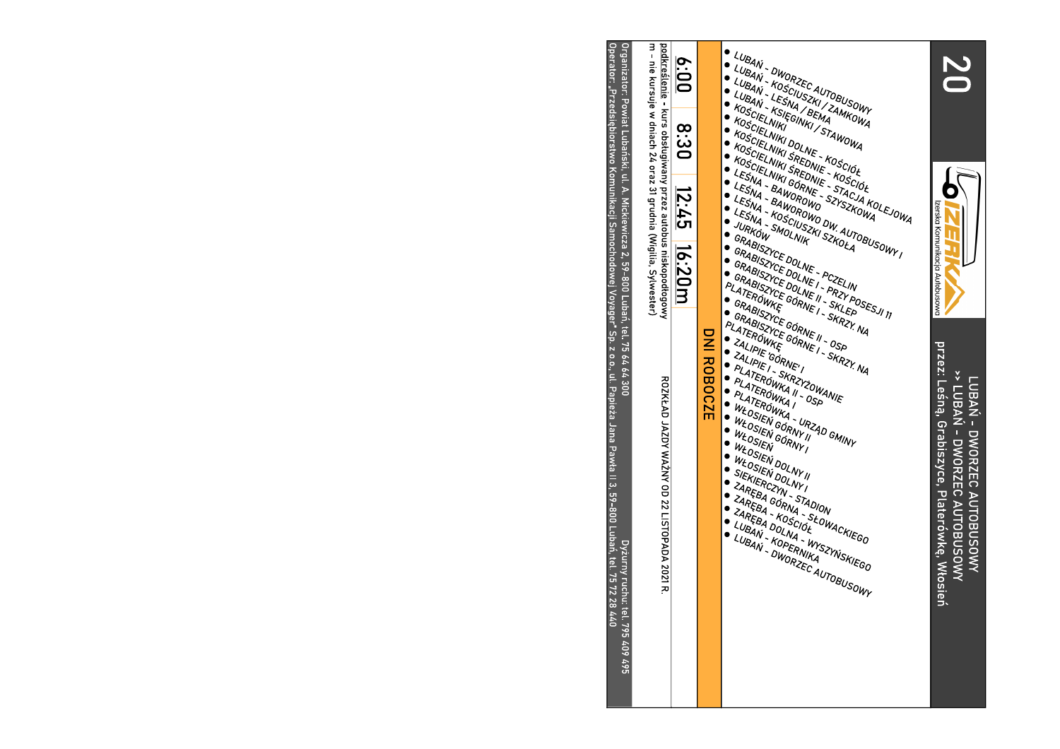# 20

Izerska Komunikacja Autobusowa

**LUBAŃ - DWORZEC AUTOBUSOWY**
**>> LUBAŃ - DWORZEC AUTOBUSOWY**
**przez: Leśną, Grabiszyce, Platerówkę, Włosień**

- LUBAŃ - DWORZEC AUTOBUSOWY
- LUBAŃ - KOŚCIUSZKI / ZAMKOWA
- LUBAŃ - LEŚNA / BEMA
- LUBAŃ - KSIĘGINKI / STAWOWA
- KOŚCIELNIKI
- KOŚCIELNIKI DOLNE - KOŚCIÓŁ
- KOŚCIELNIKI ŚREDNIE - KOŚCIÓŁ
- KOŚCIELNIKI ŚREDNIE - STACJA KOLEJOWA
- KOŚCIELNIKI GÓRNE - SZYSZKOWA
- LEŚNA - BAWOROWO
- LEŚNA - BAWOROWO DW. AUTOBUSOWY I
- LEŚNA - KOŚCIUSZKI SZKOŁA
- LEŚNA - SMOLNIK
- JURKÓW
- GRABISZYCE DOLNE - PCZELIN
- GRABISZYCE DOLNE I - PRZY POSESJI 11
- GRABISZYCE DOLNE II - SKLEP
- GRABISZYCE GÓRNE I - SKRZY. NA PLATERÓWKĘ
- GRABISZYCE GÓRNE II - OSP
- GRABISZYCE GÓRNE I - SKRZY. NA PLATERÓWKĘ
- ZALIPIE 'GÓRNE' I
- ZALIPIE I - SKRZYŻOWANIE
- PLATERÓWKA II - OSP
- PLATERÓWKA I
- PLATERÓWKA - URZĄD GMINY
- WŁOSIEŃ GÓRNY II
- WŁOSIEŃ GÓRNY I
- WŁOSIEŃ
- WŁOSIEŃ DOLNY II
- WŁOSIEŃ DOLNY I
- SIEKIERCZYN - STADION
- ZARĘBA GÓRNA - SŁOWACKIEGO
- ZARĘBA - KOŚCIÓŁ
- ZARĘBA DOLNA - WYSZYŃSKIEGO
- LUBAŃ - KOPERNIKA
- LUBAŃ - DWORZEC AUTOBUSOWY

## DNI ROBOCZE

| 6:00 | 8:30 | 12:45 | 16:20m |
|---|---|---|---|

podkreślenie - kurs obsługiwany przez autobus niskopodłogowy

m - nie kursuje w dniach 24 oraz 31 grudnia (Wigilia, Sylwester)

ROZKŁAD JAZDY WAŻNY OD 22 LISTOPADA 2021 R.

Organizator: Powiat Lubański, ul. A. Mickiewicza 2, 59-800 Lubań, tel. 75 64 64 300

Operator: „Przedsiębiorstwo Komunikacji Samochodowej Voyager" Sp. z o.o., ul. Papieża Jana Pawła II 3, 59-800 Lubań, tel. 75 72 28 440

Dyżurny ruchu: tel. 795 409 495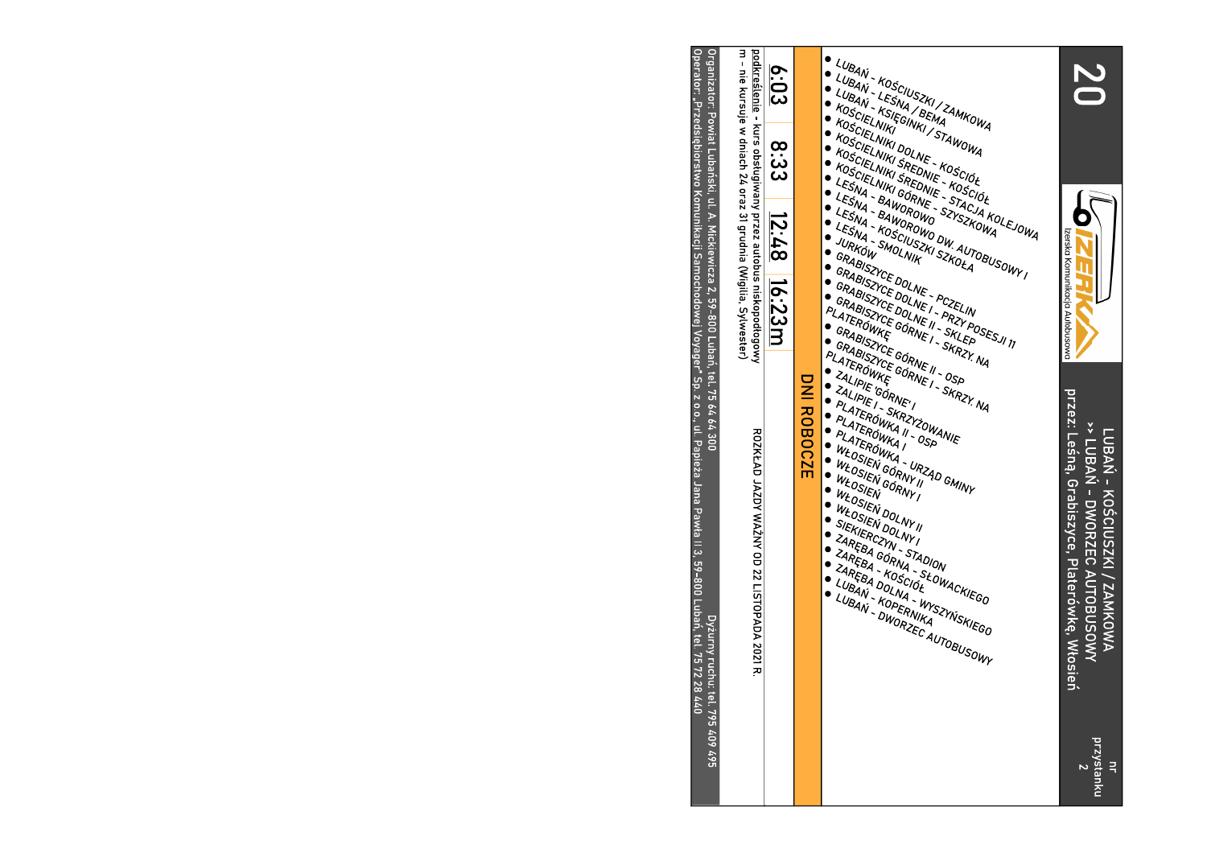# 20

Izerska Komunikacja Autobusowa

**LUBAŃ - KOŚCIUSZKI / ZAMKOWA**
**>> LUBAŃ - DWORZEC AUTOBUSOWY**
przez: Leśną, Grabiszyce, Platerówkę, Włosień

nr przystanku 2

- LUBAŃ - KOŚCIUSZKI / ZAMKOWA
- LUBAŃ - LEŚNA / BEMA
- LUBAŃ - KSIĘGINKI / STAWOWA
- KOŚCIELNIKI
- KOŚCIELNIKI DOLNE - KOŚCIÓŁ
- KOŚCIELNIKI ŚREDNIE - KOŚCIÓŁ
- KOŚCIELNIKI ŚREDNIE - STACJA KOLEJOWA
- KOŚCIELNIKI GÓRNE - SZYSZKOWA
- LEŚNA - BAWOROWO
- LEŚNA - BAWOROWO DW. AUTOBUSOWY I
- LEŚNA - KOŚCIUSZKI SZKOŁA
- LEŚNA - SMOLNIK
- JURKÓW
- GRABISZYCE DOLNE - PCZELIN
- GRABISZYCE DOLNE I - PRZY POSESJI 11
- GRABISZYCE DOLNE II - SKLEP
- GRABISZYCE GÓRNE I - SKRZY. NA PLATERÓWKĘ
- GRABISZYCE GÓRNE II - OSP
- GRABISZYCE GÓRNE I - SKRZY. NA PLATERÓWKĘ
- ZALIPIE 'GÓRNE' I
- ZALIPIE I - SKRZYŻOWANIE
- PLATERÓWKA II - OSP
- PLATERÓWKA I
- PLATERÓWKA - URZĄD GMINY
- WŁOSIEŃ GÓRNY II
- WŁOSIEŃ GÓRNY I
- WŁOSIEŃ
- WŁOSIEŃ DOLNY II
- WŁOSIEŃ DOLNY I
- SIEKIERCZYN - STADION
- ZARĘBA GÓRNA - SŁOWACKIEGO
- ZARĘBA - KOŚCIÓŁ
- ZARĘBA DOLNA - WYSZYŃSKIEGO
- LUBAŃ - KOPERNIKA
- LUBAŃ - DWORZEC AUTOBUSOWY

## DNI ROBOCZE

| 6:03 | 8:33 | 12:48 | 16:23m |
|---|---|---|---|

podkreślenie - kurs obsługiwany przez autobus niskopodłogowy
m - nie kursuje w dniach 24 oraz 31 grudnia (Wigilia, Sylwester)

ROZKŁAD JAZDY WAŻNY OD 22 LISTOPADA 2021 R.

Organizator: Powiat Lubański, ul. A. Mickiewicza 2, 59-800 Lubań, tel. 75 64 64 300
Operator: „Przedsiębiorstwo Komunikacji Samochodowej Voyager" Sp. z o.o., ul. Papieża Jana Pawła II 3, 59-800 Lubań, tel. 75 72 28 440
Dyżurny ruchu: tel. 795 409 495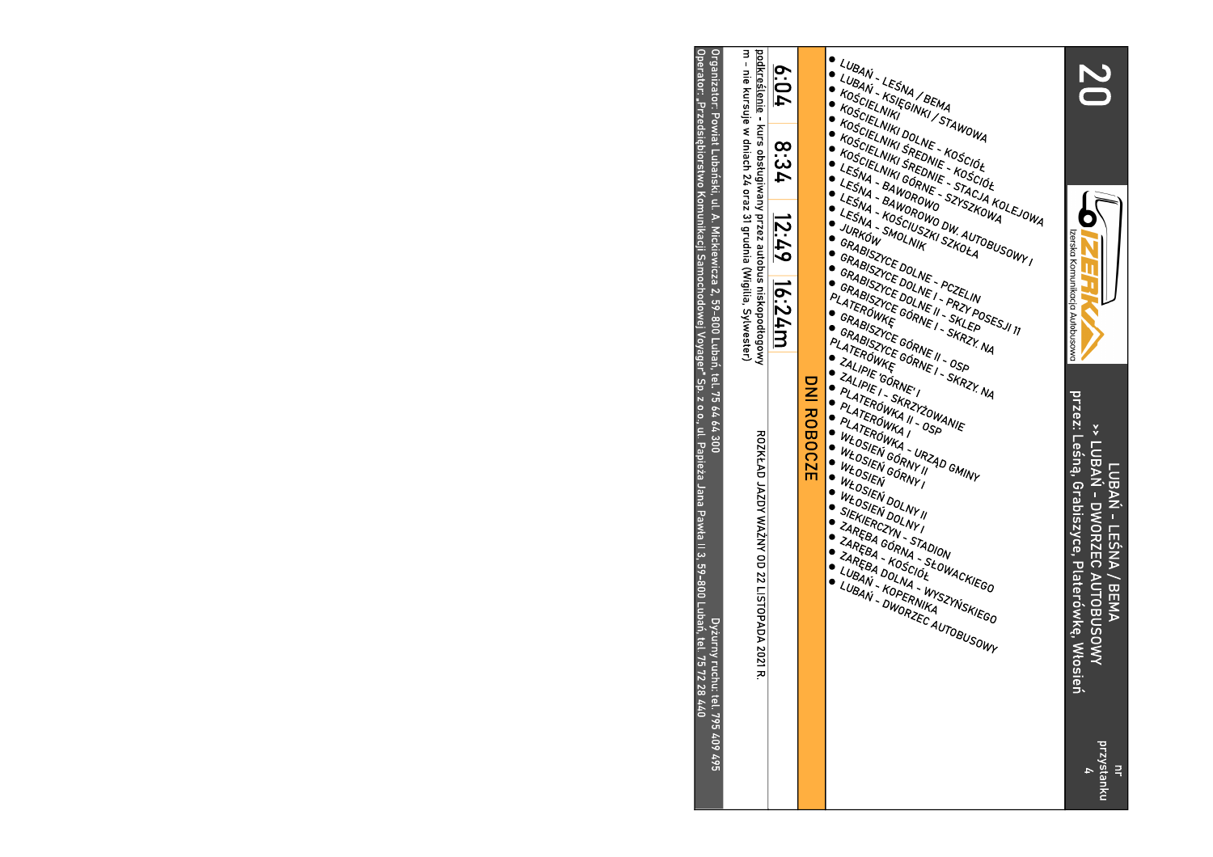# 20

nr przystanku 4

Izerska Komunikacja Autobusowa

## LUBAŃ - LEŚNA / BEMA
## >> LUBAŃ - DWORZEC AUTOBUSOWY

przez: Leśną, Grabiszyce, Platerówkę, Włosień

- LUBAŃ - LEŚNA / BEMA
- LUBAŃ - KSIĘGINKI / STAWOWA
- KOŚCIELNIKI
- KOŚCIELNIKI DOLNE - KOŚCIÓŁ
- KOŚCIELNIKI ŚREDNIE - KOŚCIÓŁ
- KOŚCIELNIKI ŚREDNIE - STACJA KOLEJOWA
- KOŚCIELNIKI GÓRNE - SZYSZKOWA
- LEŚNA - BAWOROWO
- LEŚNA - BAWOROWO DW. AUTOBUSOWY I
- LEŚNA - KOŚCIUSZKI SZKOŁA
- LEŚNA - SMOLNIK
- JURKÓW
- GRABISZYCE DOLNE - PCZELIN
- GRABISZYCE DOLNE I - PRZY POSESJI 11
- GRABISZYCE DOLNE II - SKLEP
- GRABISZYCE GÓRNE I - SKRZY. NA PLATERÓWKĘ
- GRABISZYCE GÓRNE II - OSP
- GRABISZYCE GÓRNE I - SKRZY. NA PLATERÓWKĘ
- ZALIPIE 'GÓRNE' I
- ZALIPIE I - SKRZYŻOWANIE
- PLATERÓWKA II - OSP
- PLATERÓWKA I
- PLATERÓWKA - URZĄD GMINY
- WŁOSIEŃ GÓRNY II
- WŁOSIEŃ GÓRNY I
- WŁOSIEŃ
- WŁOSIEŃ DOLNY II
- WŁOSIEŃ DOLNY I
- SIEKIERCZYN - STADION
- ZARĘBA GÓRNA - SŁOWACKIEGO
- ZARĘBA - KOŚCIÓŁ
- ZARĘBA DOLNA - WYSZYŃSKIEGO
- LUBAŃ - KOPERNIKA
- LUBAŃ - DWORZEC AUTOBUSOWY

## DNI ROBOCZE

| 6:04 | 8:34 | 12:49 | 16:24m |
|---|---|---|---|

podkreślenie - kurs obsługiwany przez autobus niskopodłogowy

m - nie kursuje w dniach 24 oraz 31 grudnia (Wigilia, Sylwester)

ROZKŁAD JAZDY WAŻNY OD 22 LISTOPADA 2021 R.

Organizator: Powiat Lubański, ul. A. Mickiewicza 2, 59-800 Lubań, tel. 75 64 64 300

Operator: „Przedsiębiorstwo Komunikacji Samochodowej Voyager" Sp. z o.o., ul. Papieża Jana Pawła II 3, 59-800 Lubań, tel. 75 72 28 440

Dyżurny ruchu: tel. 795 409 495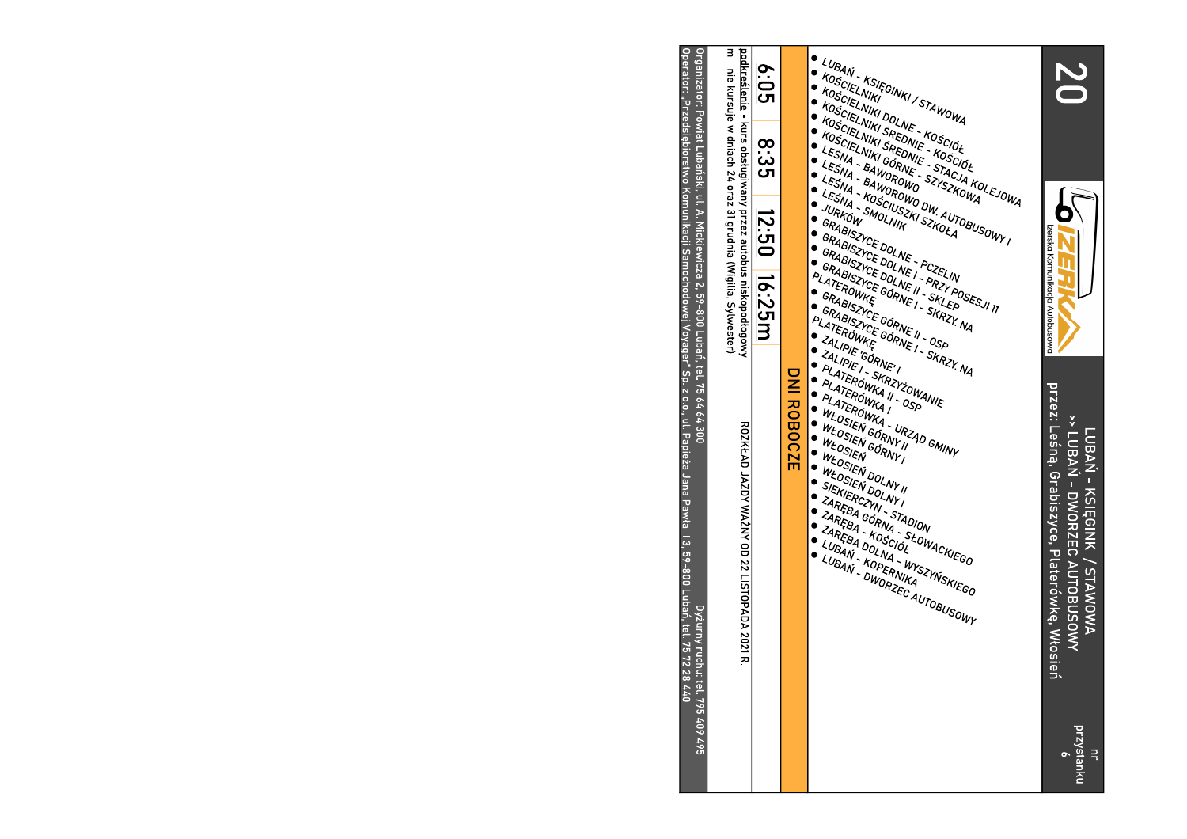# 20

**LUBAŃ - KSIĘGINKI / STAWOWA**
**>> LUBAŃ - DWORZEC AUTOBUSOWY**
przez: Leśną, Grabiszyce, Platerówkę, Włosień

IZERKA Izerska Komunikacja Autobusowa

nr przystanku 6

- LUBAŃ - KSIĘGINKI / STAWOWA
- KOŚCIELNIKI
- KOŚCIELNIKI DOLNE - KOŚCIÓŁ
- KOŚCIELNIKI ŚREDNIE - KOŚCIÓŁ
- KOŚCIELNIKI ŚREDNIE - STACJA KOLEJOWA
- KOŚCIELNIKI GÓRNE - SZYSZKOWA
- LEŚNA - BAWOROWO
- LEŚNA - BAWOROWO DW. AUTOBUSOWY I
- LEŚNA - KOŚCIUSZKI SZKOŁA
- LEŚNA - SMOLNIK
- JURKÓW
- GRABISZYCE DOLNE - PCZELIN
- GRABISZYCE DOLNE I - PRZY POSESJI 11
- GRABISZYCE DOLNE II - SKLEP
- GRABISZYCE GÓRNE I - SKRZY. NA PLATERÓWKĘ
- GRABISZYCE GÓRNE II - OSP
- GRABISZYCE GÓRNE I - SKRZY. NA PLATERÓWKĘ
- ZALIPIE 'GÓRNE' I
- ZALIPIE I - SKRZYŻOWANIE
- PLATERÓWKA II - OSP
- PLATERÓWKA I
- PLATERÓWKA - URZĄD GMINY
- WŁOSIEŃ GÓRNY II
- WŁOSIEŃ GÓRNY I
- WŁOSIEŃ
- WŁOSIEŃ DOLNY II
- WŁOSIEŃ DOLNY I
- SIEKIERCZYN - STADION
- ZARĘBA GÓRNA - SŁOWACKIEGO
- ZARĘBA - KOŚCIÓŁ
- ZARĘBA DOLNA - WYSZYŃSKIEGO
- LUBAŃ - KOPERNIKA
- LUBAŃ - DWORZEC AUTOBUSOWY

## DNI ROBOCZE

| 6:05 | 8:35 | 12:50 | 16:25m |
|---|---|---|---|

podkreślenie - kurs obsługiwany przez autobus niskopodłogowy
m - nie kursuje w dniach 24 oraz 31 grudnia (Wigilia, Sylwester)

ROZKŁAD JAZDY WAŻNY OD 22 LISTOPADA 2021 R.

Organizator: Powiat Lubański, ul. A. Mickiewicza 2, 59-800 Lubań, tel. 75 64 64 300
Dyżurny ruchu: tel. 795 409 495
Operator: „Przedsiębiorstwo Komunikacji Samochodowej Voyager" Sp. z o.o., ul. Papieża Jana Pawła II 3, 59-800 Lubań, tel. 75 72 28 440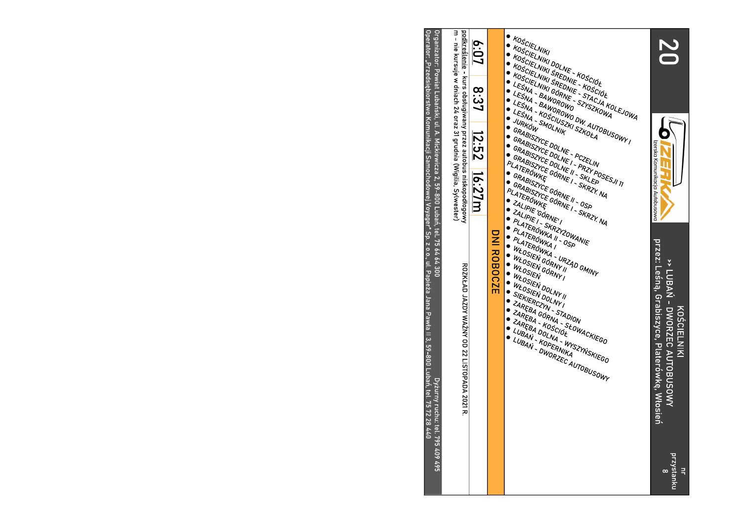# 20

**KOŚCIELNIKI**
**>> LUBAŃ - DWORZEC AUTOBUSOWY**
przez: Leśną, Grabiszyce, Platerówkę, Włosień

nr przystanku 8

IZERKA Izerska Komunikacja Autobusowa

- KOŚCIELNIKI
- KOŚCIELNIKI DOLNE - KOŚCIÓŁ
- KOŚCIELNIKI ŚREDNIE - KOŚCIÓŁ
- KOŚCIELNIKI ŚREDNIE - STACJA KOLEJOWA
- KOŚCIELNIKI GÓRNE - SZYSZKOWA
- LEŚNA - BAWOROWO
- LEŚNA - BAWOROWO DW. AUTOBUSOWY I
- LEŚNA - KOŚCIUSZKI SZKOŁA
- LEŚNA - SMOLNIK
- JURKÓW
- GRABISZYCE DOLNE - PCZELIN
- GRABISZYCE DOLNE I - PRZY POSESJI 11
- GRABISZYCE DOLNE II - SKLEP
- GRABISZYCE GÓRNE I - SKRZY. NA PLATERÓWKĘ
- GRABISZYCE GÓRNE II - OSP
- GRABISZYCE GÓRNE I - SKRZY. NA PLATERÓWKĘ
- ZALIPIE 'GÓRNE' I
- ZALIPIE I - SKRZYŻOWANIE
- PLATERÓWKA II - OSP
- PLATERÓWKA I
- PLATERÓWKA - URZĄD GMINY
- WŁOSIEŃ GÓRNY II
- WŁOSIEŃ GÓRNY I
- WŁOSIEŃ
- WŁOSIEŃ DOLNY II
- WŁOSIEŃ DOLNY I
- SIEKIERCZYN - STADION
- ZARĘBA GÓRNA - SŁOWACKIEGO
- ZARĘBA - KOŚCIÓŁ
- ZARĘBA DOLNA - WYSZYŃSKIEGO
- LUBAŃ - KOPERNIKA
- LUBAŃ - DWORZEC AUTOBUSOWY

## DNI ROBOCZE

| 6:07 | 8:37 | 12:52 | 16:27m |
|---|---|---|---|

podkreślenie - kurs obsługiwany przez autobus niskopodłogowy

m - nie kursuje w dniach 24 oraz 31 grudnia (Wigilia, Sylwester)

ROZKŁAD JAZDY WAŻNY OD 22 LISTOPADA 2021 R.

Organizator: Powiat Lubański, ul. A. Mickiewicza 2, 59-800 Lubań, tel. 75 64 64 300
Operator: „Przedsiębiorstwo Komunikacji Samochodowej Voyager" Sp. z o.o., ul. Papieża Jana Pawła II 3, 59-800 Lubań, tel. 75 72 28 440
Dyżurny ruchu: tel. 795 409 495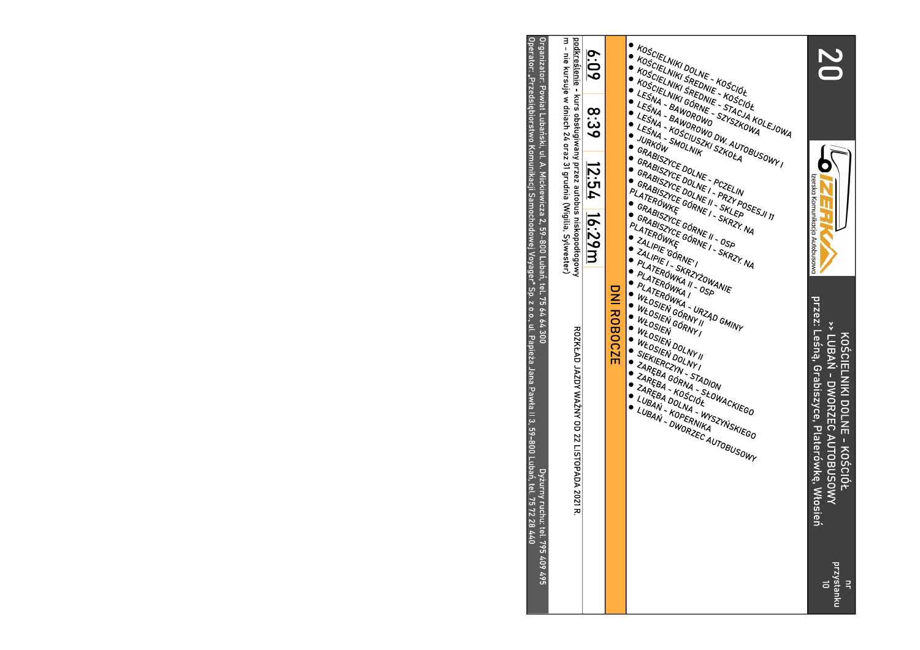# 20

Izerska Komunikacja Autobusowa

**KOŚCIELNIKI DOLNE - KOŚCIÓŁ**
**>> LUBAŃ - DWORZEC AUTOBUSOWY**
przez: Leśną, Grabiszyce, Platerówkę, Włosień

nr przystanku 10

- KOŚCIELNIKI DOLNE - KOŚCIÓŁ
- KOŚCIELNIKI ŚREDNIE - KOŚCIÓŁ
- KOŚCIELNIKI ŚREDNIE - STACJA KOLEJOWA
- KOŚCIELNIKI GÓRNE - SZYSZKOWA
- LEŚNA - BAWOROWO
- LEŚNA - BAWOROWO DW. AUTOBUSOWY I
- LEŚNA - KOŚCIUSZKI SZKOŁA
- LEŚNA - SMOLNIK
- JURKÓW
- GRABISZYCE DOLNE - PCZELIN
- GRABISZYCE DOLNE I - PRZY POSESJI 11
- GRABISZYCE DOLNE II - SKLEP
- GRABISZYCE GÓRNE I - SKRZY. NA PLATERÓWKĘ
- GRABISZYCE GÓRNE II - OSP
- GRABISZYCE GÓRNE I - SKRZY. NA PLATERÓWKĘ
- ZALIPIE GÓRNE I
- ZALIPIE I - SKRZYŻOWANIE
- PLATERÓWKA II - OSP
- PLATERÓWKA I
- PLATERÓWKA - URZĄD GMINY
- WŁOSIEŃ GÓRNY II
- WŁOSIEŃ GÓRNY I
- WŁOSIEŃ
- WŁOSIEŃ DOLNY II
- WŁOSIEŃ DOLNY I
- SIEKIERCZYN - STADION
- ZARĘBA GÓRNA - SŁOWACKIEGO
- ZARĘBA - KOŚCIÓŁ
- ZARĘBA DOLNA - WYSZYŃSKIEGO
- LUBAŃ - KOPERNIKA
- LUBAŃ - DWORZEC AUTOBUSOWY

## DNI ROBOCZE

| 6:09 | 8:39 | 12:54 | 16:29m |
|---|---|---|---|

ROZKŁAD JAZDY WAŻNY OD 22 LISTOPADA 2021 R.

podkreślenie - kurs obsługiwany przez autobus niskopodłogowy
m - nie kursuje w dniach 24 oraz 31 grudnia (Wigilia, Sylwester)

Dyżurny ruchu: tel. 795 409 495

Organizator: Powiat Lubański, ul. A. Mickiewicza 2, 59-800 Lubań, tel. 75 64 64 300
Operator: „Przedsiębiorstwo Komunikacji Samochodowej Voyager" Sp. z o.o., ul. Papieża Jana Pawła II 3, 59-800 Lubań, tel. 75 72 28 440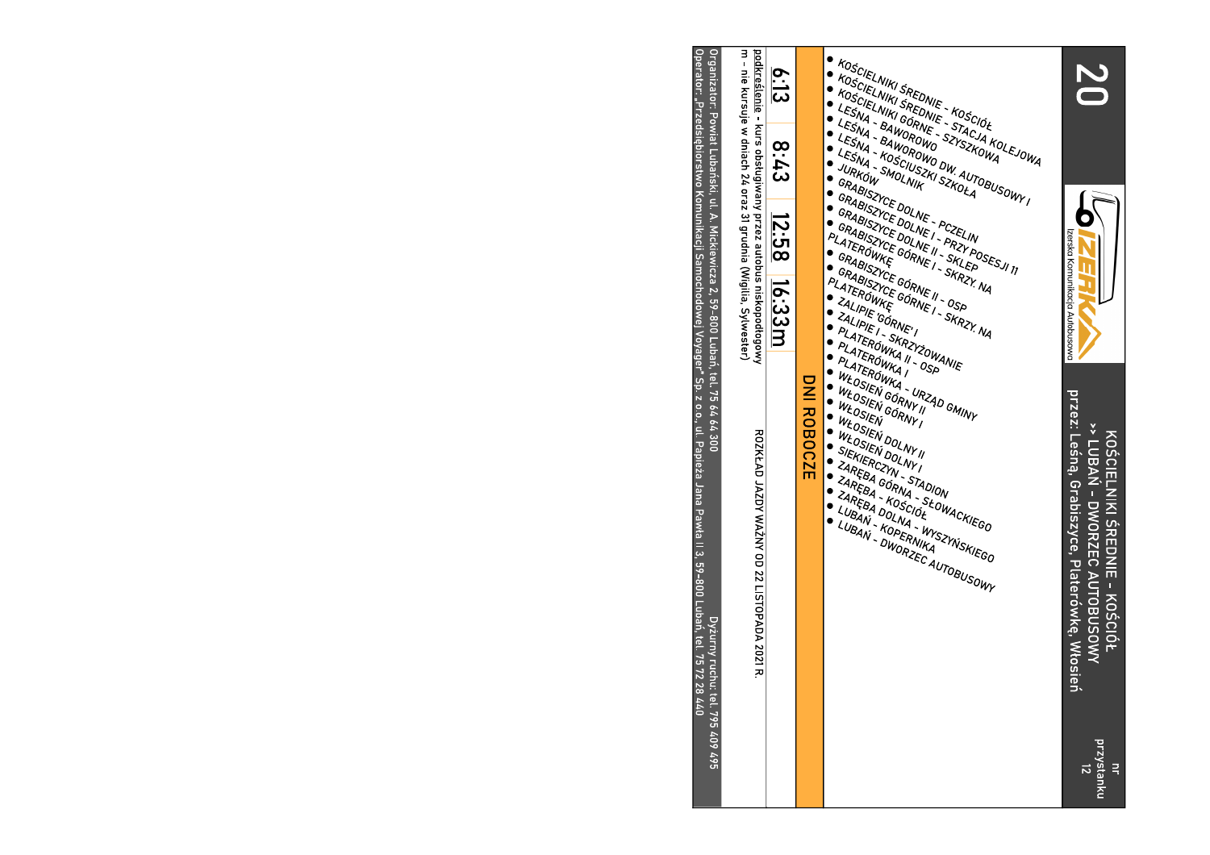# 20

**KOŚCIELNIKI ŚREDNIE - KOŚCIÓŁ**
**>> LUBAŃ - DWORZEC AUTOBUSOWY**
przez: Leśną, Grabiszyce, Platerówkę, Włosień

nr przystanku 12

IZERKA Izerska Komunikacja Autobusowa

- KOŚCIELNIKI ŚREDNIE - KOŚCIÓŁ
- KOŚCIELNIKI ŚREDNIE - STACJA KOLEJOWA
- KOŚCIELNIKI GÓRNE - SZYSZKOWA
- LEŚNA - BAWOROWO
- LEŚNA - BAWOROWO DW. AUTOBUSOWY I
- LEŚNA - KOŚCIUSZKI SZKOŁA
- LEŚNA - SMOLNIK
- JURKÓW
- GRABISZYCE DOLNE - PCZELIN
- GRABISZYCE DOLNE I - PRZY POSESJI 11
- GRABISZYCE DOLNE II - SKLEP
- GRABISZYCE GÓRNE I - SKRZY. NA PLATERÓWKĘ
- GRABISZYCE GÓRNE II - OSP
- GRABISZYCE GÓRNE I - SKRZY. NA PLATERÓWKĘ
- ZALIPIE 'GÓRNE' I
- ZALIPIE I - SKRZYŻOWANIE
- PLATERÓWKA II - OSP
- PLATERÓWKA I
- PLATERÓWKA - URZĄD GMINY
- WŁOSIEŃ GÓRNY II
- WŁOSIEŃ GÓRNY I
- WŁOSIEŃ
- WŁOSIEŃ DOLNY II
- WŁOSIEŃ DOLNY I
- SIEKIERCZYN - STADION
- ZARĘBA GÓRNA - SŁOWACKIEGO
- ZARĘBA - KOŚCIÓŁ
- ZARĘBA DOLNA - WYSZYŃSKIEGO
- LUBAŃ - KOPERNIKA
- LUBAŃ - DWORZEC AUTOBUSOWY

## DNI ROBOCZE

| <u>6:13</u> | 8:43 | <u>12:58</u> | <u>16:33m</u> |
|---|---|---|---|

<u>podkreślenie</u> - kurs obsługiwany przez autobus niskopodłogowy
m - nie kursuje w dniach 24 oraz 31 grudnia (Wigilia, Sylwester)

ROZKŁAD JAZDY WAŻNY OD 22 LISTOPADA 2021 R.

Organizator: Powiat Lubański, ul. A. Mickiewicza 2, 59-800 Lubań, tel. 75 64 64 300
Operator: „Przedsiębiorstwo Komunikacji Samochodowej Voyager" Sp. z o.o., ul. Papieża Jana Pawła II 3, 59-800 Lubań, tel. 75 72 28 440
Dyżurny ruchu: tel. 795 409 495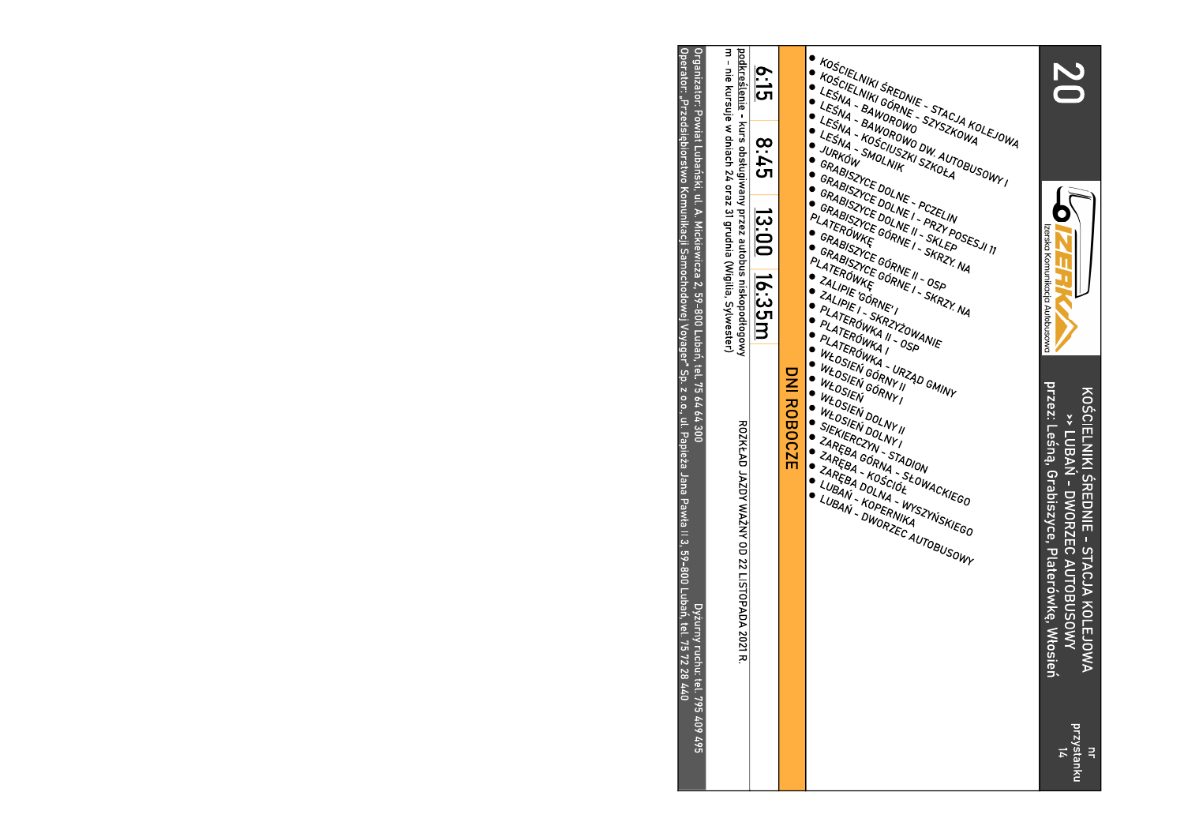# 20

Izerska Komunikacja Autobusowa

**KOŚCIELNIKI ŚREDNIE - STACJA KOLEJOWA >> LUBAŃ - DWORZEC AUTOBUSOWY**
przez: Leśną, Grabiszyce, Platerówkę, Włosień

nr przystanku 14

- KOŚCIELNIKI ŚREDNIE - STACJA KOLEJOWA
- KOŚCIELNIKI GÓRNE - SZYSZKOWA
- LEŚNA - BAWOROWO
- LEŚNA - BAWOROWO DW. AUTOBUSOWY I
- LEŚNA - KOŚCIUSZKI SZKOŁA
- LEŚNA - SMOLNIK
- JURKÓW
- GRABISZYCE DOLNE - PCZELIN
- GRABISZYCE DOLNE I - PRZY POSESJI 11
- GRABISZYCE DOLNE II - SKLEP
- GRABISZYCE GÓRNE I - SKRZY. NA PLATERÓWKĘ
- GRABISZYCE GÓRNE II - OSP
- GRABISZYCE GÓRNE I - SKRZY. NA PLATERÓWKĘ
- ZALIPIE 'GÓRNE' I
- ZALIPIE I - SKRZYŻOWANIE
- PLATERÓWKA II - OSP
- PLATERÓWKA I
- PLATERÓWKA - URZĄD GMINY
- WŁOSIEŃ GÓRNY II
- WŁOSIEŃ GÓRNY I
- WŁOSIEŃ
- WŁOSIEŃ DOLNY II
- WŁOSIEŃ DOLNY I
- SIEKIERCZYN - STADION
- ZARĘBA GÓRNA - SŁOWACKIEGO
- ZARĘBA - KOŚCIÓŁ
- ZARĘBA DOLNA - WYSZYŃSKIEGO
- LUBAŃ - KOPERNIKA
- LUBAŃ - DWORZEC AUTOBUSOWY

## DNI ROBOCZE

| 6:15 | 8:45 | 13:00 | 16:35m |
|---|---|---|---|

podkreślenie - kurs obsługiwany przez autobus niskopodłogowy
m - nie kursuje w dniach 24 oraz 31 grudnia (Wigilia, Sylwester)

ROZKŁAD JAZDY WAŻNY OD 22 LISTOPADA 2021 R.

Organizator: Powiat Lubański, ul. A. Mickiewicza 2, 59-800 Lubań, tel. 75 64 64 300
Operator: „Przedsiębiorstwo Komunikacji Samochodowej Voyager" Sp. z o.o., ul. Papieża Jana Pawła II 3, 59-800 Lubań, tel. 75 72 28 440
Dyżurny ruchu: tel. 795 409 495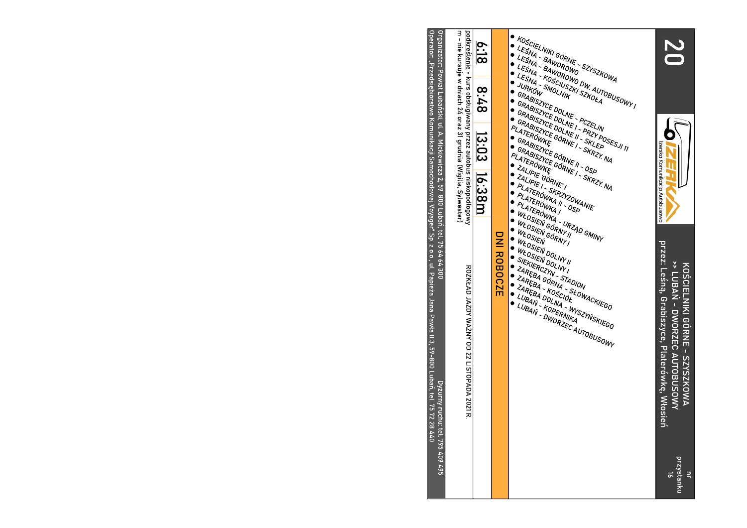# 20

Izerska Komunikacja Autobusowa

KOŚCIELNIKI GÓRNE - SZYSZKOWA
>> LUBAŃ - DWORZEC AUTOBUSOWY
przez: Leśną, Grabiszyce, Platerówkę, Włosień

nr przystanku 16

- KOŚCIELNIKI GÓRNE - SZYSZKOWA
- LEŚNA - BAWOROWO
- LEŚNA - BAWOROWO DW. AUTOBUSOWY I
- LEŚNA - KOŚCIUSZKI SZKOŁA
- LEŚNA - SMOLNIK
- JURKÓW
- GRABISZYCE DOLNE - PCZELIN
- GRABISZYCE DOLNE I - PRZY POSESJI 11
- GRABISZYCE DOLNE II - SKLEP
- GRABISZYCE GÓRNE I - SKRZY. NA PLATERÓWKĘ
- GRABISZYCE GÓRNE II - OSP
- GRABISZYCE GÓRNE I - SKRZY. NA PLATERÓWKĘ
- ZALIPIE 'GÓRNE' I
- ZALIPIE I - SKRZYŻOWANIE
- PLATERÓWKA II - OSP
- PLATERÓWKA I
- PLATERÓWKA - URZĄD GMINY
- WŁOSIEŃ GÓRNY II
- WŁOSIEŃ GÓRNY I
- WŁOSIEŃ
- WŁOSIEŃ DOLNY II
- WŁOSIEŃ DOLNY I
- SIEKIERCZYN - STADION
- ZARĘBA GÓRNA - SŁOWACKIEGO
- ZARĘBA - KOŚCIÓŁ
- ZARĘBA DOLNA - WYSZYŃSKIEGO
- LUBAŃ - KOPERNIKA
- LUBAŃ - DWORZEC AUTOBUSOWY

## DNI ROBOCZE

| 6:18 | 8:48 | 13:03 | 16:38m |
|---|---|---|---|

podkreślenie - kurs obsługiwany przez autobus niskopodłogowy
m - nie kursuje w dniach 24 oraz 31 grudnia (Wigilia, Sylwester)

ROZKŁAD JAZDY WAŻNY OD 22 LISTOPADA 2021 R.

Organizator: Powiat Lubański, ul. A. Mickiewicza 2, 59-800 Lubań, tel. 75 64 64 300
Dyżurny ruchu: tel. 795 409 495
Operator: „Przedsiębiorstwo Komunikacji Samochodowej Voyager" Sp. z o.o., ul. Papieża Jana Pawła II 3, 59-800 Lubań, tel. 75 72 28 440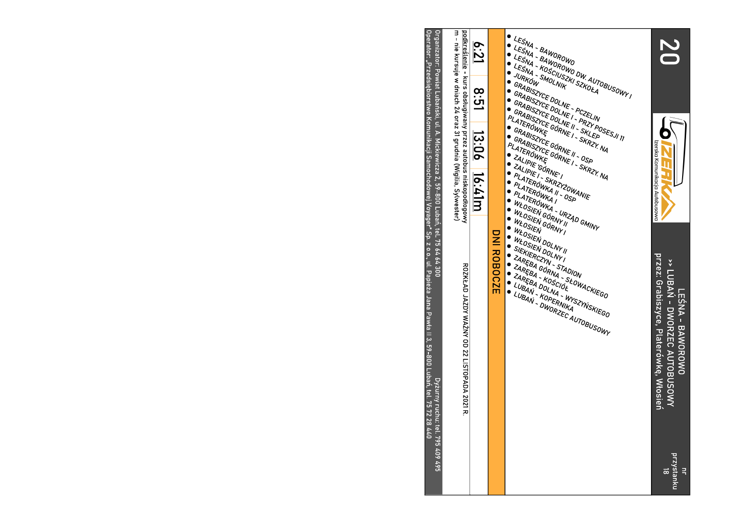# 20

**Izerska Komunikacja Autobusowa**

LEŚNA - BAWOROWO
>> LUBAŃ - DWORZEC AUTOBUSOWY
przez: Grabiszyce, Platerówkę, Włosień

nr przystanku 18

- LEŚNA - BAWOROWO
- LEŚNA - BAWOROWO DW. AUTOBUSOWY I
- LEŚNA - KOŚCIUSZKI SZKOŁA
- LEŚNA - SMOLNIK
- JURKÓW
- GRABISZYCE DOLNE - PCZELIN
- GRABISZYCE DOLNE I - PRZY POSESJI 11
- GRABISZYCE DOLNE II - SKLEP
- GRABISZYCE GÓRNE I - SKRZY. NA PLATERÓWKĘ
- GRABISZYCE GÓRNE II - OSP
- GRABISZYCE GÓRNE I - SKRZY. NA PLATERÓWKĘ
- ZALIPIE 'GÓRNE' I
- ZALIPIE I - SKRZYŻOWANIE
- PLATERÓWKA II - OSP
- PLATERÓWKA I
- PLATERÓWKA - URZĄD GMINY
- WŁOSIEŃ GÓRNY II
- WŁOSIEŃ GÓRNY I
- WŁOSIEŃ
- WŁOSIEŃ DOLNY II
- WŁOSIEŃ DOLNY I
- SIEKIERCZYN - STADION
- ZARĘBA GÓRNA - SŁOWACKIEGO
- ZARĘBA - KOŚCIÓŁ
- ZARĘBA DOLNA - WYSZYŃSKIEGO
- LUBAŃ - KOPERNIKA
- LUBAŃ - DWORZEC AUTOBUSOWY

## DNI ROBOCZE

| 6:21 | 8:51 | 13:06 | 16:41m |
|---|---|---|---|

ROZKŁAD JAZDY WAŻNY OD 22 LISTOPADA 2021 R.

podkreślenie - kurs obsługiwany przez autobus niskopodłogowy
m - nie kursuje w dniach 24 oraz 31 grudnia (Wigilia, Sylwester)

Organizator: Powiat Lubański, ul. A. Mickiewicza 2, 59-800 Lubań, tel. 75 64 64 300
Dyżurny ruchu: tel. 795 409 495
Operator: „Przedsiębiorstwo Komunikacji Samochodowej Voyager" Sp. z o.o., ul. Papieża Jana Pawła II 3, 59-800 Lubań, tel. 75 72 28 440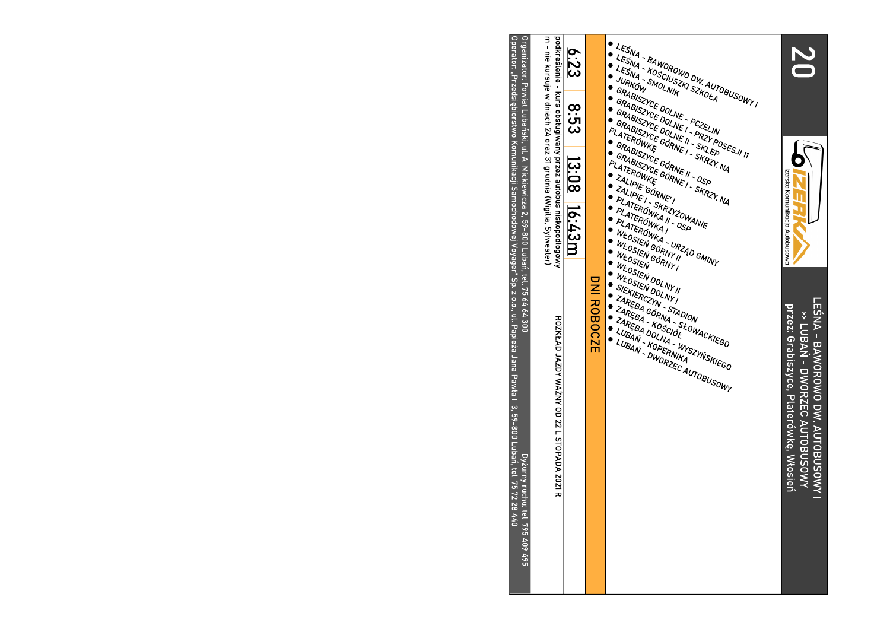# 20

Izerska Komunikacja Autobusowa

**LEŚNA - BAWOROWO DW. AUTOBUSOWY I >> LUBAŃ - DWORZEC AUTOBUSOWY**
przez: Grabiszyce, Platerówkę, Włosień

- LEŚNA - BAWOROWO DW. AUTOBUSOWY I
- LEŚNA - KOŚCIUSZKI SZKOŁA
- LEŚNA - SMOLNIK
- JURKÓW
- GRABISZYCE DOLNE - PCZELIN
- GRABISZYCE DOLNE I - PRZY POSESJI 11
- GRABISZYCE DOLNE II - SKLEP
- GRABISZYCE GÓRNE I - SKRZ. NA PLATERÓWKĘ
- GRABISZYCE GÓRNE II - OSP
- GRABISZYCE GÓRNE I - SKRZ. NA PLATERÓWKĘ
- ZALIPIE 'GÓRNE'
- ZALIPIE I - SKRZYŻOWANIE
- PLATERÓWKA II - OSP
- PLATERÓWKA I
- PLATERÓWKA - URZĄD GMINY
- WŁOSIEŃ GÓRNY II
- WŁOSIEŃ GÓRNY I
- WŁOSIEŃ
- WŁOSIEŃ DOLNY II
- WŁOSIEŃ DOLNY I
- SIEKIERCZYN - STADION
- ZARĘBA GÓRNA - SŁOWACKIEGO
- ZARĘBA - KOŚCIÓŁ
- ZARĘBA DOLNA - WYSZYŃSKIEGO
- LUBAŃ - KOPERNIKA
- LUBAŃ - DWORZEC AUTOBUSOWY

## DNI ROBOCZE

| 6:23 | 8:53 | 13:08 | 16:43m |
|---|---|---|---|

podkreślenie - kurs obsługiwany przez autobus niskopodłogowy
m - nie kursuje w dniach 24 oraz 31 grudnia (Wigilia, Sylwester)

ROZKŁAD JAZDY WAŻNY OD 22 LISTOPADA 2021 R.

Organizator: Powiat Lubański, ul. A. Mickiewicza 2, 59-800 Lubań, tel. 75 64 64 300
Dyżurny ruchu: tel. 795 409 495
Operator: „Przedsiębiorstwo Komunikacji Samochodowej Voyager" Sp. z o.o., ul. Papieża Jana Pawła II 3, 59-800 Lubań, tel. 75 72 28 440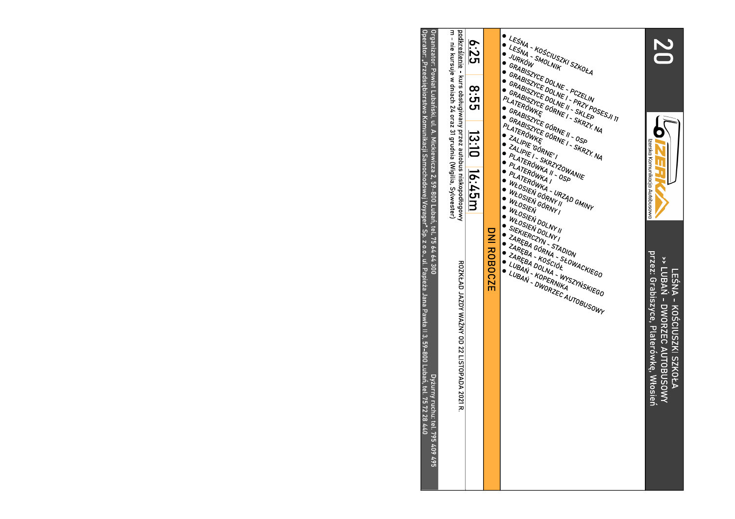# 20

Izerska Komunikacja Autobusowa

## LEŚNA - KOŚCIUSZKI SZKOŁA
## >> LUBAŃ - DWORZEC AUTOBUSOWY
przez: Grabiszyce, Platerówkę, Włosień

- LEŚNA - KOŚCIUSZKI SZKOŁA
- LEŚNA - SMOLNIK
- JURKÓW
- GRABISZYCE DOLNE - PCZELIN
- GRABISZYCE DOLNE I - PRZY POSESJI 11
- GRABISZYCE DOLNE II - SKLEP
- GRABISZYCE GÓRNE I - SKRZ. NA PLATERÓWKĘ
- GRABISZYCE GÓRNE II - OSP
- GRABISZYCE GÓRNE I - SKRZ. NA PLATERÓWKĘ
- ZALIPIE 'GÓRNE' I
- ZALIPIE I - SKRZYŻOWANIE
- PLATERÓWKA II - OSP
- PLATERÓWKA I
- PLATERÓWKA - URZĄD GMINY
- WŁOSIEŃ GÓRNY II
- WŁOSIEŃ GÓRNY I
- WŁOSIEŃ
- WŁOSIEŃ DOLNY II
- WŁOSIEŃ DOLNY I
- SIEKIERCZYN - STADION
- ZARĘBA GÓRNA - SŁOWACKIEGO
- ZARĘBA - KOŚCIÓŁ
- ZARĘBA DOLNA - WYSZYŃSKIEGO
- LUBAŃ - KOPERNIKA
- LUBAŃ - DWORZEC AUTOBUSOWY

### DNI ROBOCZE

<u>6:25</u> | 8:55 | <u>13:10</u> | <u>16:45m</u>

<u>podkreślenie</u> - kurs obsługiwany przez autobus niskopodłogowy
m - nie kursuje w dniach 24 oraz 31 grudnia (Wigilia, Sylwester)

ROZKŁAD JAZDY WAŻNY OD 22 LISTOPADA 2021 R.

Organizator: Powiat Lubański, ul. A. Mickiewicza 2, 59-800 Lubań, tel. 75 64 64 300
Operator: „Przedsiębiorstwo Komunikacji Samochodowej Voyager" Sp. z o.o., ul. Papieża Jana Pawła II 3, 59-800 Lubań, tel. 75 72 28 440
Dyżurny ruchu: tel. 795 409 495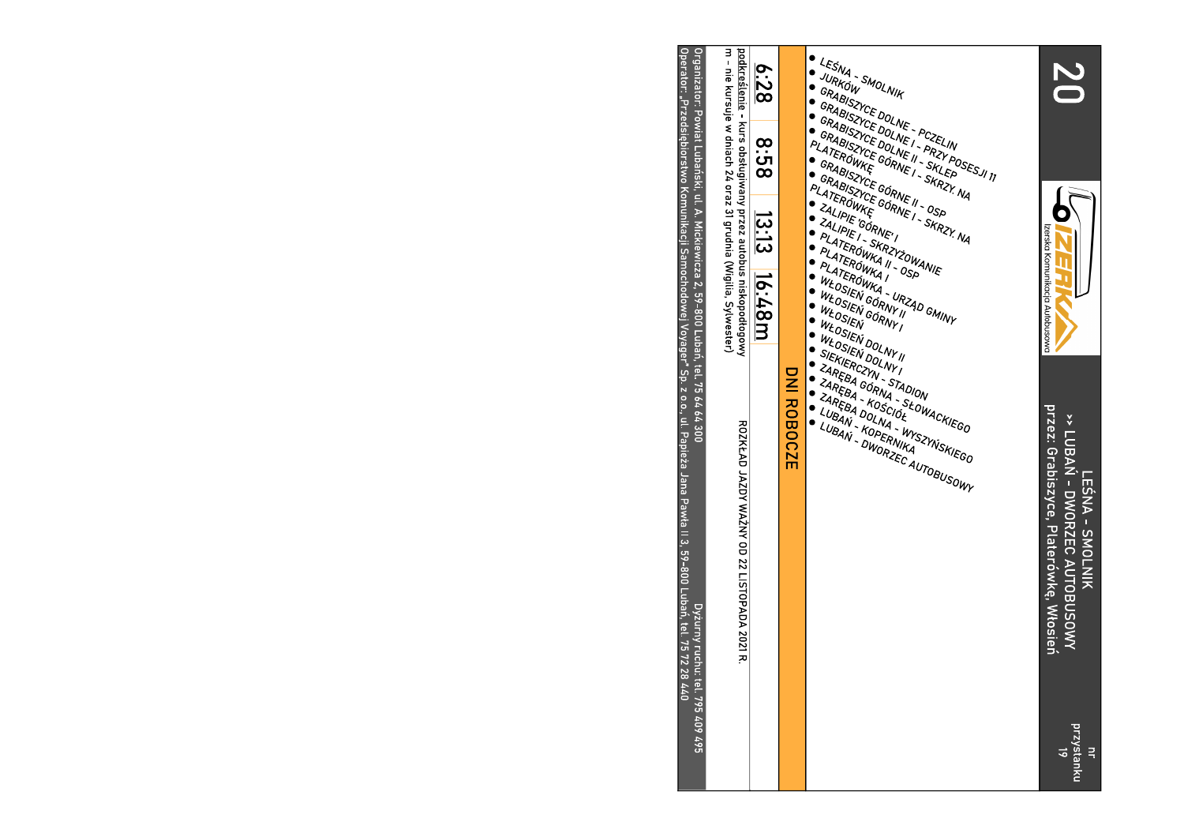# 20

Izerska Komunikacja Autobusowa

LEŚNA - SMOLNIK
>> LUBAŃ - DWORZEC AUTOBUSOWY
przez: Grabiszyce, Platerówkę, Włosień

nr przystanku 19

- LEŚNA - SMOLNIK
- JURKÓW
- GRABISZYCE DOLNE - PCZELIN
- GRABISZYCE DOLNE I - PRZY POSESJI 11
- GRABISZYCE DOLNE II - SKLEP
- GRABISZYCE GÓRNE I - SKRZY. NA PLATERÓWKĘ
- GRABISZYCE GÓRNE II - OSP
- GRABISZYCE GÓRNE I - SKRZY. NA PLATERÓWKĘ
- ZALIPIE 'GÓRNE' I
- ZALIPIE I - SKRZYŻOWANIE
- PLATERÓWKA II - OSP
- PLATERÓWKA I
- PLATERÓWKA - URZĄD GMINY
- WŁOSIEŃ GÓRNY II
- WŁOSIEŃ GÓRNY I
- WŁOSIEŃ
- WŁOSIEŃ DOLNY II
- WŁOSIEŃ DOLNY I
- SIEKIERCZYN - STADION
- ZARĘBA GÓRNA - SŁOWACKIEGO
- ZARĘBA - KOŚCIÓŁ
- ZARĘBA DOLNA - WYSZYŃSKIEGO
- LUBAŃ - KOPERNIKA
- LUBAŃ - DWORZEC AUTOBUSOWY

## DNI ROBOCZE

| 6:28 | 8:58 | 13:13 | 16:48m |
|---|---|---|---|

podkreślenie - kurs obsługiwany przez autobus niskopodłogowy

m - nie kursuje w dniach 24 oraz 31 grudnia (Wigilia, Sylwester)

ROZKŁAD JAZDY WAŻNY OD 22 LISTOPADA 2021 R.

Organizator: Powiat Lubański, ul. A. Mickiewicza 2, 59-800 Lubań, tel. 75 64 64 300

Dyżurny ruchu: tel. 795 409 495

Operator: „Przedsiębiorstwo Komunikacji Samochodowej Voyager" Sp. z o.o., ul. Papieża Jana Pawła II 3, 59-800 Lubań, tel. 75 72 28 440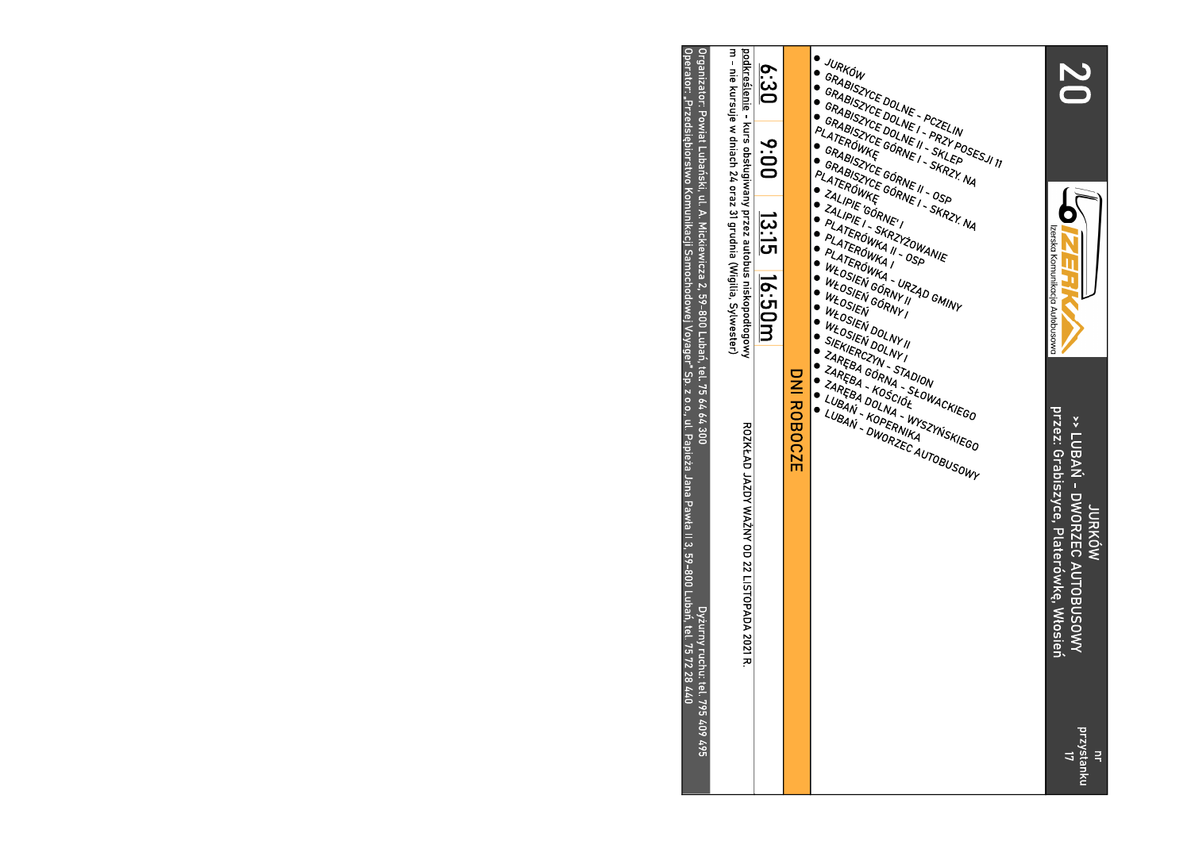# 20

Izerska Komunikacja Autobusowa

**JURKÓW**
**>> LUBAŃ - DWORZEC AUTOBUSOWY**
przez: Grabiszyce, Platerówkę, Włosień

nr przystanku 17

- JURKÓW
- GRABISZYCE DOLNE - PCZELIN
- GRABISZYCE DOLNE I - PRZY POSESJI 11
- GRABISZYCE DOLNE II - SKLEP
- GRABISZYCE GÓRNE I - SKRZ. NA PLATERÓWKĘ
- GRABISZYCE GÓRNE II - OSP
- GRABISZYCE GÓRNE I - SKRZ. NA PLATERÓWKĘ
- ZALIPIE 'GÓRNE' I
- ZALIPIE I - SKRZYŻOWANIE
- PLATERÓWKA II - OSP
- PLATERÓWKA I
- PLATERÓWKA - URZĄD GMINY
- WŁOSIEŃ GÓRNY II
- WŁOSIEŃ GÓRNY I
- WŁOSIEŃ
- WŁOSIEŃ DOLNY II
- WŁOSIEŃ DOLNY I
- SIEKIERCZYN - STADION
- ZARĘBA GÓRNA - SŁOWACKIEGO
- ZARĘBA - KOŚCIÓŁ
- ZARĘBA DOLNA - WYSZYŃSKIEGO
- LUBAŃ - KOPERNIKA
- LUBAŃ - DWORZEC AUTOBUSOWY

## DNI ROBOCZE

<u>6:30</u> | 9:00 | <u>13:15</u> | <u>16:50m</u>

<u>podkreślenie</u> - kurs obsługiwany przez autobus niskopodłogowy
m - nie kursuje w dniach 24 oraz 31 grudnia (Wigilia, Sylwester)

ROZKŁAD JAZDY WAŻNY OD 22 LISTOPADA 2021 R.

Organizator: Powiat Lubański, ul. A. Mickiewicza 2, 59-800 Lubań, tel. 75 64 64 300
Dyżurny ruchu: tel. 795 409 495
Operator: „Przedsiębiorstwo Komunikacji Samochodowej Voyager" Sp. z o.o., ul. Papieża Jana Pawła II 3, 59-800 Lubań, tel. 75 72 28 440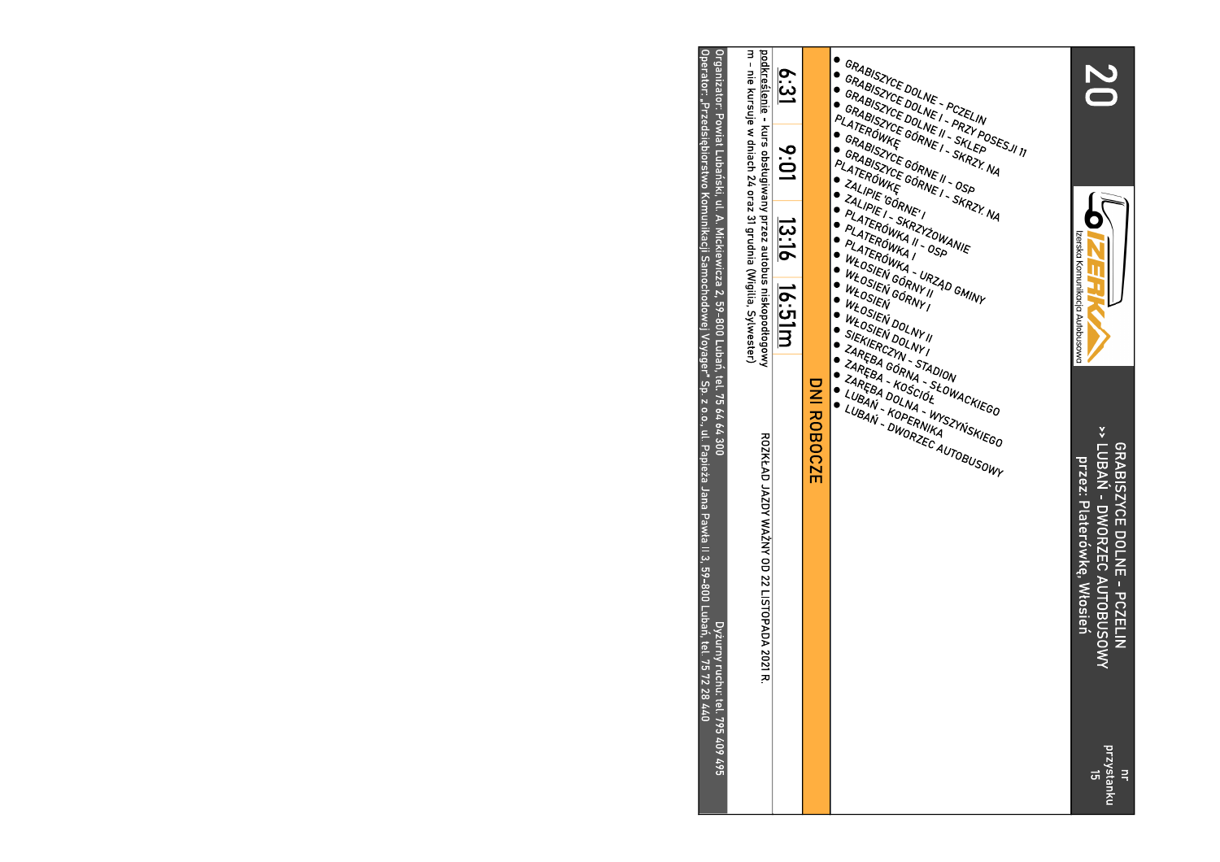# 20

Izerska Komunikacja Autobusowa

**GRABISZYCE DOLNE - PCZELIN**
**>> LUBAŃ - DWORZEC AUTOBUSOWY**
przez: Platerówkę, Włosień

nr przystanku 15

- GRABISZYCE DOLNE - PCZELIN
- GRABISZYCE DOLNE I - PRZY POSESJI 11
- GRABISZYCE DOLNE II - SKLEP
- GRABISZYCE GÓRNE I - SKRZ. NA PLATERÓWKĘ
- GRABISZYCE GÓRNE II - OSP
- GRABISZYCE GÓRNE I - SKRZ. NA PLATERÓWKĘ
- ZALIPIE 'GÓRNE' I
- ZALIPIE I - SKRZYŻOWANIE
- PLATERÓWKA II - OSP
- PLATERÓWKA I
- PLATERÓWKA - URZĄD GMINY
- WŁOSIEŃ GÓRNY II
- WŁOSIEŃ GÓRNY I
- WŁOSIEŃ
- WŁOSIEŃ DOLNY II
- WŁOSIEŃ DOLNY I
- SIEKIERCZYN - STADION
- ZARĘBA GÓRNA - SŁOWACKIEGO
- ZARĘBA - KOŚCIÓŁ
- ZARĘBA DOLNA - WYSZYŃSKIEGO
- LUBAŃ - KOPERNIKA
- LUBAŃ - DWORZEC AUTOBUSOWY

## DNI ROBOCZE

| 6:31 | 9:01 | 13:16 | 16:51m |
|---|---|---|---|

ROZKŁAD JAZDY WAŻNY OD 22 LISTOPADA 2021 R.

podkreślenie - kurs obsługiwany przez autobus niskopodłogowy
m - nie kursuje w dniach 24 oraz 31 grudnia (Wigilia, Sylwester)

Organizator: Powiat Lubański, ul. A. Mickiewicza 2, 59-800 Lubań, tel. 75 64 64 300
Dyżurny ruchu: tel. 795 409 495
Operator: „Przedsiębiorstwo Komunikacji Samochodowej Voyager" Sp. z o.o., ul. Papieża Jana Pawła II 3, 59-800 Lubań, tel. 75 72 28 440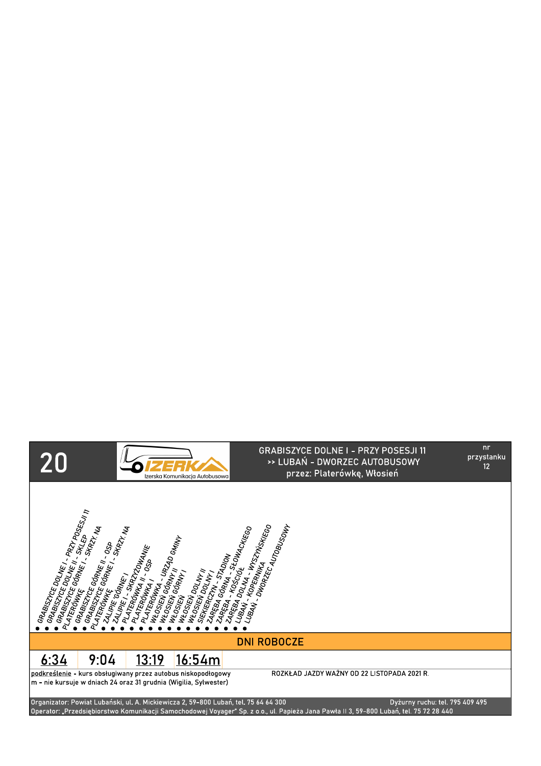# 20

IZERKA Izerska Komunikacja Autobusowa

**GRABISZYCE DOLNE I - PRZY POSESJI 11**
**>> LUBAŃ - DWORZEC AUTOBUSOWY**
**przez: Platerówkę, Włosień**

nr przystanku 12

- GRABISZYCE DOLNE I - PRZY POSESJI 11
- GRABISZYCE DOLNE II - SKLEP
- GRABISZYCE GÓRNE I - SKRZY. NA PLATERÓWKĘ
- GRABISZYCE GÓRNE II - OSP
- GRABISZYCE GÓRNE I - SKRZY. NA PLATERÓWKĘ
- ZALIPIE GÓRNE I
- ZALIPIE I - SKRZYŻOWANIE
- PLATERÓWKA II - OSP
- PLATERÓWKA I
- PLATERÓWKA - URZĄD GMINY
- WŁOSIEŃ GÓRNY II
- WŁOSIEŃ GÓRNY I
- WŁOSIEŃ
- WŁOSIEŃ DOLNY II
- WŁOSIEŃ DOLNY I
- SIEKIERCZYN - STADION
- ZARĘBA GÓRNA - SŁOWACKIEGO
- ZARĘBA - KOŚCIÓŁ
- ZARĘBA DOLNA - WYSZYŃSKIEGO
- LUBAŃ - KOPERNIKA
- LUBAŃ - DWORZEC AUTOBUSOWY

## DNI ROBOCZE

| 6:34 | 9:04 | 13:19 | 16:54m |
|---|---|---|---|

podkreślenie - kurs obsługiwany przez autobus niskopodłogowy
m - nie kursuje w dniach 24 oraz 31 grudnia (Wigilia, Sylwester)

ROZKŁAD JAZDY WAŻNY OD 22 LISTOPADA 2021 R.

Organizator: Powiat Lubański, ul. A. Mickiewicza 2, 59-800 Lubań, tel. 75 64 64 300
Dyżurny ruchu: tel. 795 409 495
Operator: „Przedsiębiorstwo Komunikacji Samochodowej Voyager" Sp. z o.o., ul. Papieża Jana Pawła II 3, 59-800 Lubań, tel. 75 72 28 440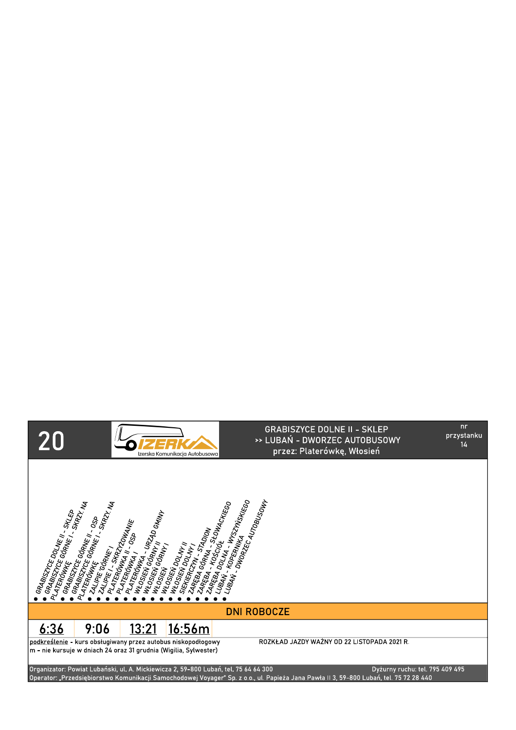# 20

**IZERKA** Izerska Komunikacja Autobusowa

GRABISZYCE DOLNE II - SKLEP
>> LUBAŃ - DWORZEC AUTOBUSOWY
przez: Platerówkę, Włosień

nr przystanku 14

- GRABISZYCE DOLNE II - SKLEP
- GRABISZYCE GÓRNE I - SKRZY. NA PLATERÓWKĘ
- GRABISZYCE GÓRNE II - OSP
- GRABISZYCE GÓRNE I - SKRZY. NA PLATERÓWKĘ
- ZALIPIE GÓRNE I
- ZALIPIE I - SKRZYŻOWANIE
- PLATERÓWKA II - OSP
- PLATERÓWKA I
- PLATERÓWKA - URZĄD GMINY
- WŁOSIEŃ GÓRNY II
- WŁOSIEŃ GÓRNY I
- WŁOSIEŃ
- WŁOSIEŃ DOLNY II
- WŁOSIEŃ DOLNY I
- SIEKIERCZYN - STADION
- ZARĘBA GÓRNA - SŁOWACKIEGO
- ZARĘBA - KOŚCIÓŁ
- ZARĘBA DOLNA - WYSZYŃSKIEGO
- LUBAŃ - KOPERNIKA
- LUBAŃ - DWORZEC AUTOBUSOWY

## DNI ROBOCZE

| <u>6:36</u> | 9:06 | <u>13:21</u> | <u>16:56m</u> |
|---|---|---|---|

<u>podkreślenie</u> - kurs obsługiwany przez autobus niskopodłogowy
m - nie kursuje w dniach 24 oraz 31 grudnia (Wigilia, Sylwester)

ROZKŁAD JAZDY WAŻNY OD 22 LISTOPADA 2021 R.

Organizator: Powiat Lubański, ul. A. Mickiewicza 2, 59-800 Lubań, tel. 75 64 64 300
Dyżurny ruchu: tel. 795 409 495
Operator: „Przedsiębiorstwo Komunikacji Samochodowej Voyager" Sp. z o.o., ul. Papieża Jana Pawła II 3, 59-800 Lubań, tel. 75 72 28 440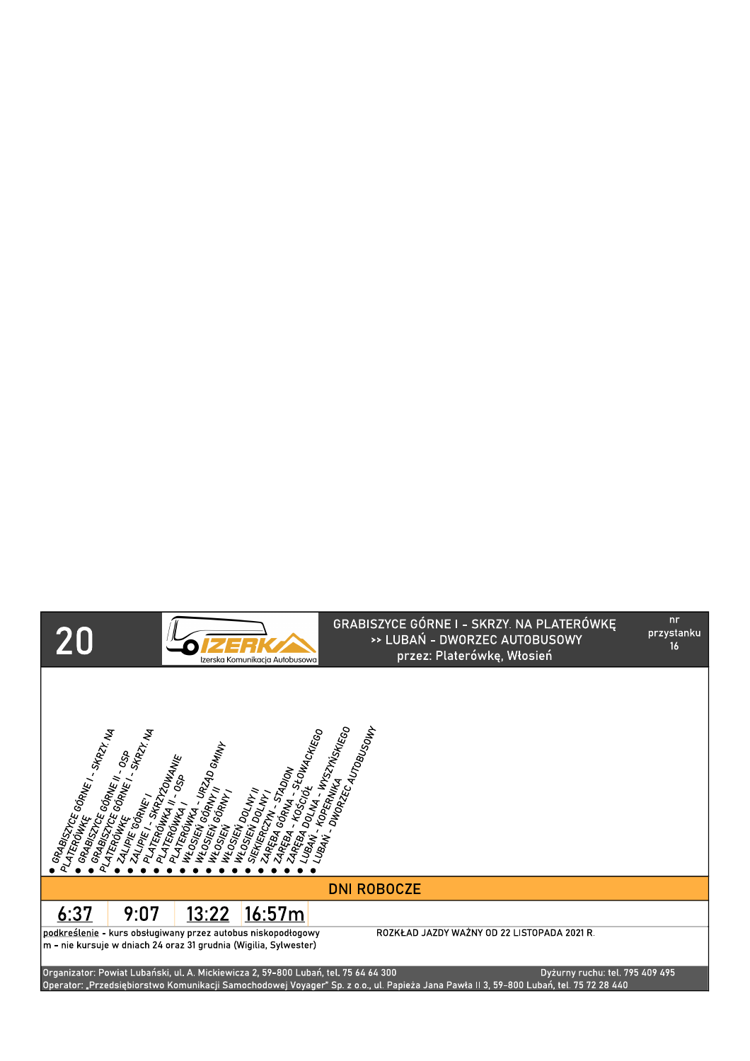# 20

IZERKA — Izerska Komunikacja Autobusowa

**GRABISZYCE GÓRNE I - SKRZY. NA PLATERÓWKĘ**
**>> LUBAŃ - DWORZEC AUTOBUSOWY**
**przez: Platerówkę, Włosień**

nr przystanku 16

- GRABISZYCE GÓRNE I - SKRZY. NA PLATERÓWKĘ
- GRABISZYCE GÓRNE II - OSP
- GRABISZYCE GÓRNE I - SKRZY. NA PLATERÓWKĘ
- ZALIPIE "GÓRNE" I
- ZALIPIE I - SKRZYŻOWANIE
- PLATERÓWKA II - OSP
- PLATERÓWKA I
- PLATERÓWKA - URZĄD GMINY
- WŁOSIEŃ GÓRNY II
- WŁOSIEŃ GÓRNY I
- WŁOSIEŃ
- WŁOSIEŃ DOLNY II
- WŁOSIEŃ DOLNY I
- SIEKIERCZYN - STADION
- ZARĘBA GÓRNA - SŁOWACKIEGO
- ZARĘBA - KOŚCIÓŁ
- ZARĘBA DOLNA - WYSZYŃSKIEGO
- LUBAŃ - KOPERNIKA
- LUBAŃ - DWORZEC AUTOBUSOWY

## DNI ROBOCZE

| 6:37 | 9:07 | 13:22 | 16:57m |
|---|---|---|---|

podkreślenie - kurs obsługiwany przez autobus niskopodłogowy
m - nie kursuje w dniach 24 oraz 31 grudnia (Wigilia, Sylwester)

ROZKŁAD JAZDY WAŻNY OD 22 LISTOPADA 2021 R.

Organizator: Powiat Lubański, ul. A. Mickiewicza 2, 59-800 Lubań, tel. 75 64 64 300
Dyżurny ruchu: tel. 795 409 495
Operator: „Przedsiębiorstwo Komunikacji Samochodowej Voyager" Sp. z o.o., ul. Papieża Jana Pawła II 3, 59-800 Lubań, tel. 75 72 28 440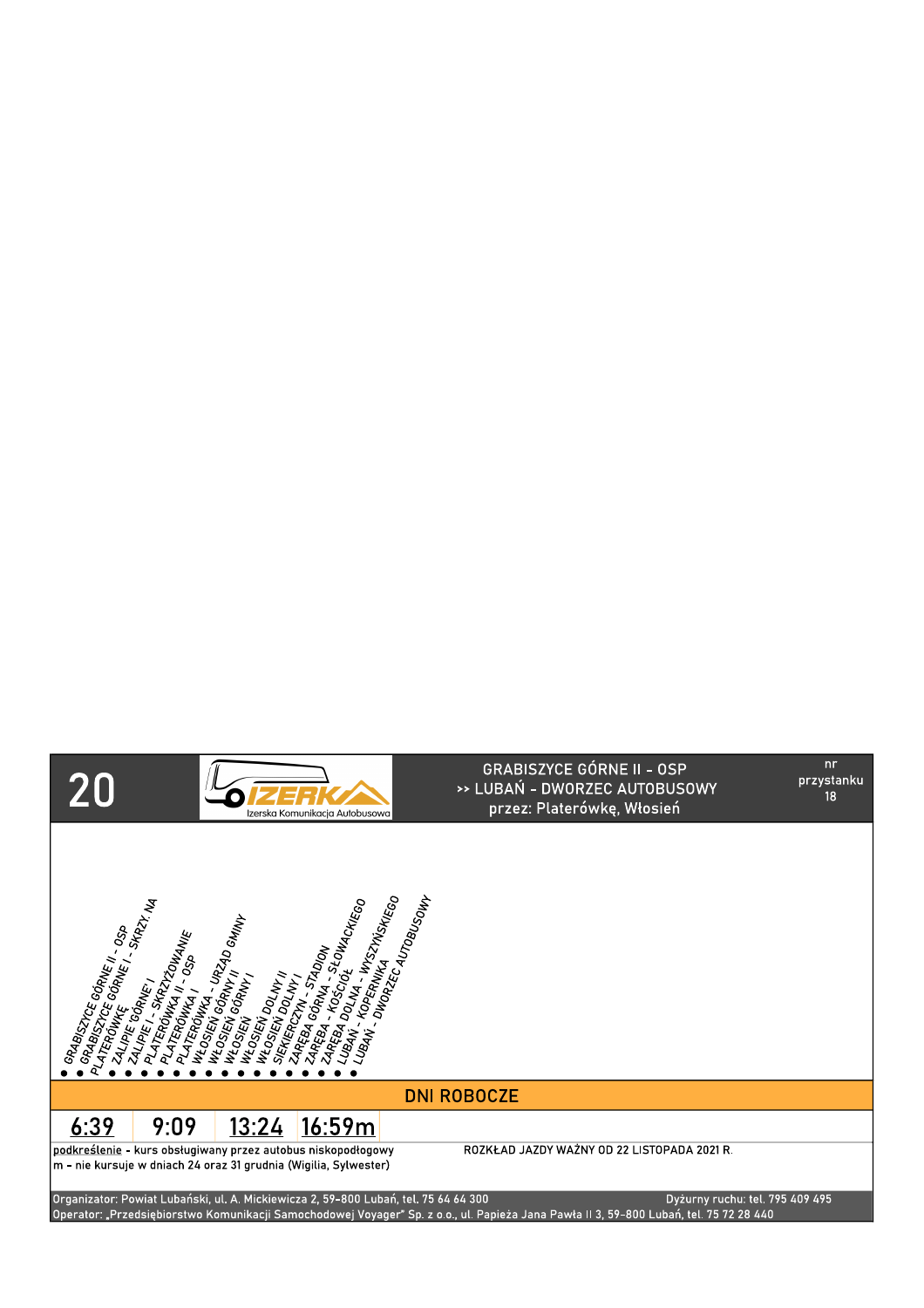# 20

IZERKA Izerska Komunikacja Autobusowa

GRABISZYCE GÓRNE II - OSP
>> LUBAŃ - DWORZEC AUTOBUSOWY
przez: Platerówkę, Włosień

nr przystanku 18

- GRABISZYCE GÓRNE II - OSP
- GRABISZYCE GÓRNE I - SKRZY. NA PLATERÓWKĘ
- ZALIPIE GÓRNE I
- ZALIPIE I - SKRZYŻOWANIE
- PLATERÓWKA II - OSP
- PLATERÓWKA I
- PLATERÓWKA - URZĄD GMINY
- WŁOSIEŃ GÓRNY II
- WŁOSIEŃ GÓRNY I
- WŁOSIEŃ
- WŁOSIEŃ DOLNY II
- WŁOSIEŃ DOLNY I
- SIEKIERCZYN - STADION
- ZARĘBA GÓRNA - SŁOWACKIEGO
- ZARĘBA - KOŚCIÓŁ
- ZARĘBA DOLNA - WYSZYŃSKIEGO
- LUBAŃ - KOPERNIKA
- LUBAŃ - DWORZEC AUTOBUSOWY

## DNI ROBOCZE

| 6:39 | 9:09 | 13:24 | 16:59m |
|---|---|---|---|

podkreślenie - kurs obsługiwany przez autobus niskopodłogowy
m - nie kursuje w dniach 24 oraz 31 grudnia (Wigilia, Sylwester)

ROZKŁAD JAZDY WAŻNY OD 22 LISTOPADA 2021 R.

Organizator: Powiat Lubański, ul. A. Mickiewicza 2, 59-800 Lubań, tel. 75 64 64 300
Dyżurny ruchu: tel. 795 409 495
Operator: „Przedsiębiorstwo Komunikacji Samochodowej Voyager" Sp. z o.o., ul. Papieża Jana Pawła II 3, 59-800 Lubań, tel. 75 72 28 440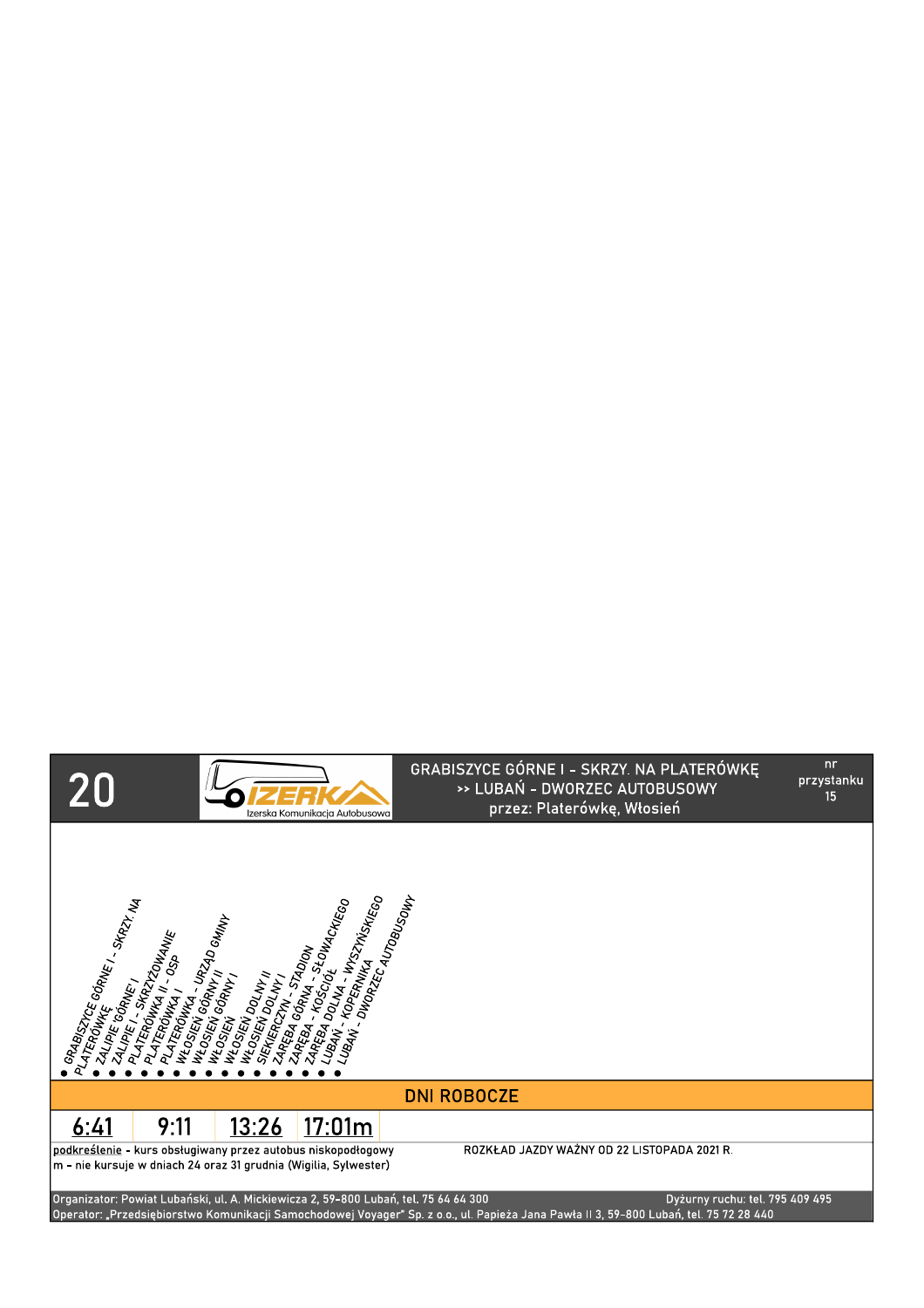# 20

IZERKA — Izerska Komunikacja Autobusowa

GRABISZYCE GÓRNE I - SKRZY. NA PLATERÓWKĘ
>> LUBAŃ - DWORZEC AUTOBUSOWY
przez: Platerówkę, Włosień

nr przystanku 15

- GRABISZYCE GÓRNE I - SKRZY. NA PLATERÓWKĘ
- ZALIPIE 'GÓRNE' I
- ZALIPIE I - SKRZYŻOWANIE
- PLATERÓWKA II - OSP
- PLATERÓWKA I
- PLATERÓWKA - URZĄD GMINY
- WŁOSIEŃ GÓRNY II
- WŁOSIEŃ GÓRNY I
- WŁOSIEŃ
- WŁOSIEŃ DOLNY II
- WŁOSIEŃ DOLNY I
- SIEKIERCZYN - STADION
- ZARĘBA GÓRNA - SŁOWACKIEGO
- ZARĘBA - KOŚCIÓŁ
- ZARĘBA DOLNA - WYSZYŃSKIEGO
- LUBAŃ - KOPERNIKA
- LUBAŃ - DWORZEC AUTOBUSOWY

## DNI ROBOCZE

| 6:41 | 9:11 | 13:26 | 17:01m |
|---|---|---|---|

podkreślenie - kurs obsługiwany przez autobus niskopodłogowy (podkreślone: 6:41, 13:26, 17:01m)
m - nie kursuje w dniach 24 oraz 31 grudnia (Wigilia, Sylwester)

ROZKŁAD JAZDY WAŻNY OD 22 LISTOPADA 2021 R.

Organizator: Powiat Lubański, ul. A. Mickiewicza 2, 59-800 Lubań, tel. 75 64 64 300
Dyżurny ruchu: tel. 795 409 495
Operator: „Przedsiębiorstwo Komunikacji Samochodowej Voyager" Sp. z o.o., ul. Papieża Jana Pawła II 3, 59-800 Lubań, tel. 75 72 28 440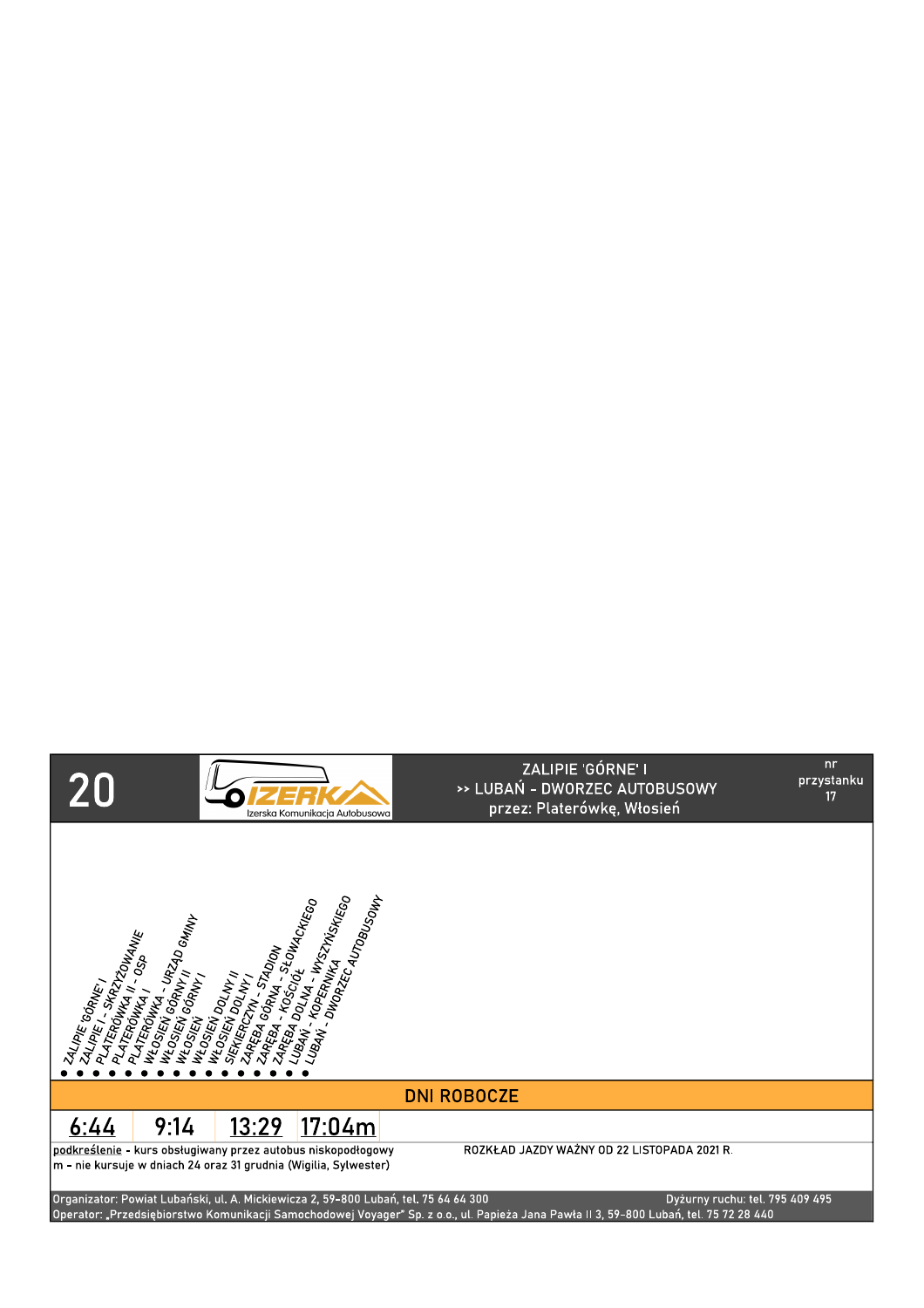# 20

IZERKA – Izerska Komunikacja Autobusowa

ZALIPIE 'GÓRNE' I
>> LUBAŃ - DWORZEC AUTOBUSOWY
przez: Platerówkę, Włosień

nr przystanku 17

- ZALIPIE 'GÓRNE' I
- ZALIPIE I - SKRZYŻOWANIE
- PLATERÓWKA II - OSP
- PLATERÓWKA I
- PLATERÓWKA - URZĄD GMINY
- WŁOSIEŃ GÓRNY II
- WŁOSIEŃ GÓRNY I
- WŁOSIEŃ
- WŁOSIEŃ DOLNY II
- WŁOSIEŃ DOLNY I
- SIEKIERCZYN - STADION
- ZARĘBA GÓRNA - SŁOWACKIEGO
- ZARĘBA - KOŚCIÓŁ
- ZARĘBA DOLNA - WYSZYŃSKIEGO
- LUBAŃ - KOPERNIKA
- LUBAŃ - DWORZEC AUTOBUSOWY

## DNI ROBOCZE

| 6:44 | 9:14 | 13:29 | 17:04m |
|---|---|---|---|

podkreślenie - kurs obsługiwany przez autobus niskopodłogowy
m - nie kursuje w dniach 24 oraz 31 grudnia (Wigilia, Sylwester)

ROZKŁAD JAZDY WAŻNY OD 22 LISTOPADA 2021 R.

Organizator: Powiat Lubański, ul. A. Mickiewicza 2, 59-800 Lubań, tel. 75 64 64 300
Dyżurny ruchu: tel. 795 409 495
Operator: „Przedsiębiorstwo Komunikacji Samochodowej Voyager" Sp. z o.o., ul. Papieża Jana Pawła II 3, 59-800 Lubań, tel. 75 72 28 440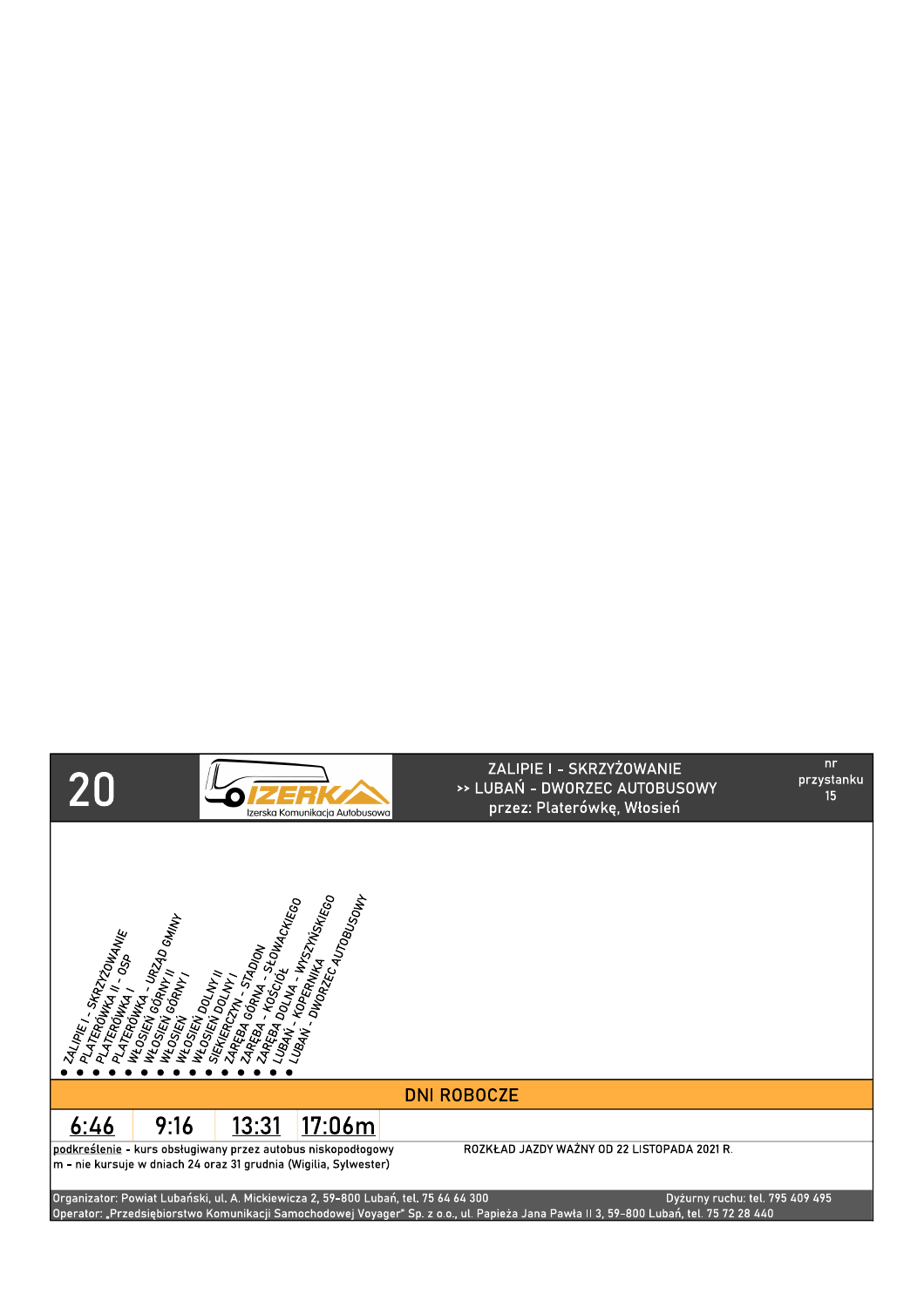# 20

IZERKA – Izerska Komunikacja Autobusowa

**ZALIPIE I - SKRZYŻOWANIE**
**>> LUBAŃ - DWORZEC AUTOBUSOWY**
**przez: Platerówkę, Włosień**

nr przystanku 15

- ZALIPIE I - SKRZYŻOWANIE
- PLATERÓWKA II - OSP
- PLATERÓWKA I
- PLATERÓWKA - URZĄD GMINY
- WŁOSIEŃ GÓRNY II
- WŁOSIEŃ GÓRNY I
- WŁOSIEŃ
- WŁOSIEŃ DOLNY II
- WŁOSIEŃ DOLNY I
- SIEKIERCZYN - STADION
- ZARĘBA GÓRNA - SŁOWACKIEGO
- ZARĘBA - KOŚCIÓŁ
- ZARĘBA DOLNA - WYSZYŃSKIEGO
- LUBAŃ - KOPERNIKA
- LUBAŃ - DWORZEC AUTOBUSOWY

## DNI ROBOCZE

| 6:46 | 9:16 | 13:31 | 17:06m |
|---|---|---|---|

podkreślenie - kurs obsługiwany przez autobus niskopodłogowy
m - nie kursuje w dniach 24 oraz 31 grudnia (Wigilia, Sylwester)

ROZKŁAD JAZDY WAŻNY OD 22 LISTOPADA 2021 R.

Organizator: Powiat Lubański, ul. A. Mickiewicza 2, 59-800 Lubań, tel. 75 64 64 300
Dyżurny ruchu: tel. 795 409 495
Operator: „Przedsiębiorstwo Komunikacji Samochodowej Voyager" Sp. z o.o., ul. Papieża Jana Pawła II 3, 59-800 Lubań, tel. 75 72 28 440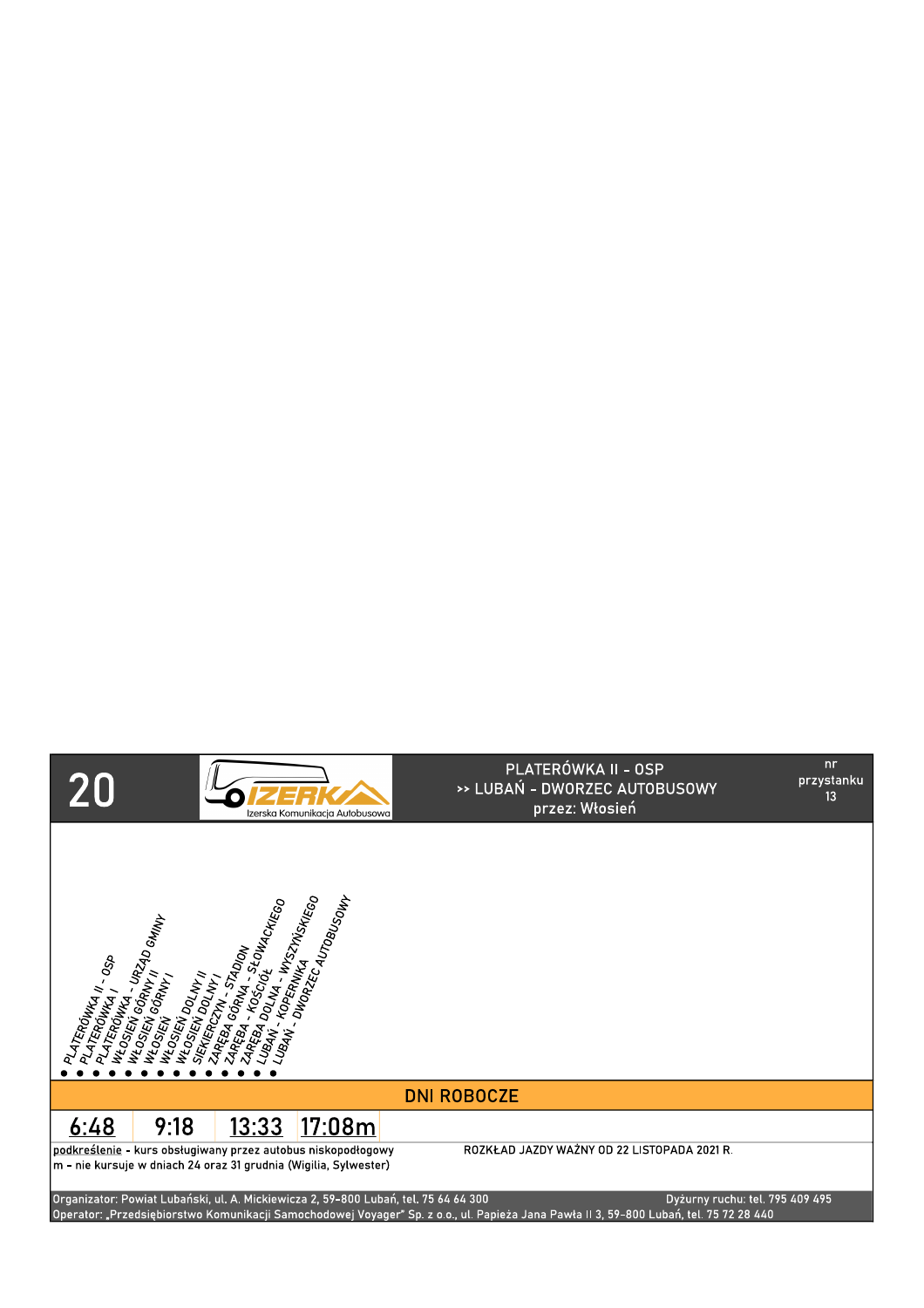# 20

Izerska Komunikacja Autobusowa

PLATERÓWKA II - OSP
>> LUBAŃ - DWORZEC AUTOBUSOWY
przez: Włosień

nr przystanku 13

- PLATERÓWKA II - OSP
- PLATERÓWKA I
- PLATERÓWKA - URZĄD GMINY
- WŁOSIEŃ GÓRNY II
- WŁOSIEŃ GÓRNY I
- WŁOSIEŃ
- WŁOSIEŃ DOLNY II
- WŁOSIEŃ DOLNY I
- SIEKIERCZYN - STADION
- ZARĘBA GÓRNA - SŁOWACKIEGO
- ZARĘBA - KOŚCIÓŁ
- ZARĘBA DOLNA - WYSZYŃSKIEGO
- LUBAŃ - KOPERNIKA
- LUBAŃ - DWORZEC AUTOBUSOWY

## DNI ROBOCZE

| 6:48 | 9:18 | 13:33 | 17:08m |
|---|---|---|---|

podkreślenie - kurs obsługiwany przez autobus niskopodłogowy
m - nie kursuje w dniach 24 oraz 31 grudnia (Wigilia, Sylwester)

ROZKŁAD JAZDY WAŻNY OD 22 LISTOPADA 2021 R.

Organizator: Powiat Lubański, ul. A. Mickiewicza 2, 59-800 Lubań, tel. 75 64 64 300
Dyżurny ruchu: tel. 795 409 495
Operator: „Przedsiębiorstwo Komunikacji Samochodowej Voyager" Sp. z o.o., ul. Papieża Jana Pawła II 3, 59-800 Lubań, tel. 75 72 28 440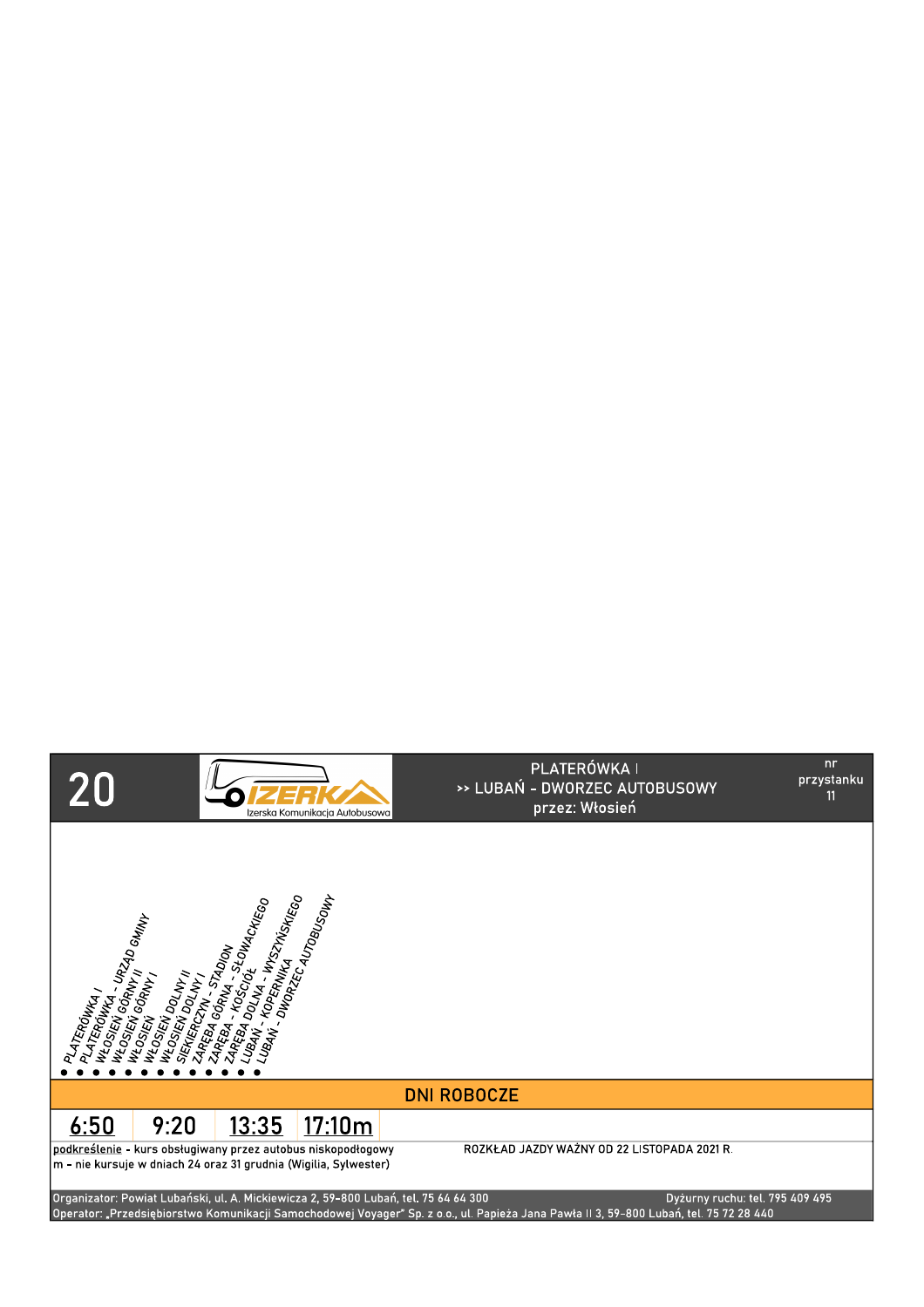| 20 | IZERKA Izerska Komunikacja Autobusowa | PLATERÓWKA I >> LUBAŃ - DWORZEC AUTOBUSOWY przez: Włosień | nr przystanku 11 |
|---|---|---|---|

- PLATERÓWKA I
- PLATERÓWKA - URZĄD GMINY
- WŁOSIEŃ GÓRNY II
- WŁOSIEŃ GÓRNY I
- WŁOSIEŃ
- WŁOSIEŃ DOLNY II
- WŁOSIEŃ DOLNY I
- SIEKIERCZYN - STADION
- ZARĘBA GÓRNA - SŁOWACKIEGO
- ZARĘBA - KOŚCIÓŁ
- ZARĘBA DOLNA - WYSZYŃSKIEGO
- LUBAŃ - KOPERNIKA
- LUBAŃ - DWORZEC AUTOBUSOWY

## DNI ROBOCZE

| 6:50 | 9:20 | 13:35 | 17:10m |
|---|---|---|---|

podkreślenie - kurs obsługiwany przez autobus niskopodłogowy
m - nie kursuje w dniach 24 oraz 31 grudnia (Wigilia, Sylwester)

ROZKŁAD JAZDY WAŻNY OD 22 LISTOPADA 2021 R.

Organizator: Powiat Lubański, ul. A. Mickiewicza 2, 59-800 Lubań, tel. 75 64 64 300
Dyżurny ruchu: tel. 795 409 495
Operator: „Przedsiębiorstwo Komunikacji Samochodowej Voyager" Sp. z o.o., ul. Papieża Jana Pawła II 3, 59-800 Lubań, tel. 75 72 28 440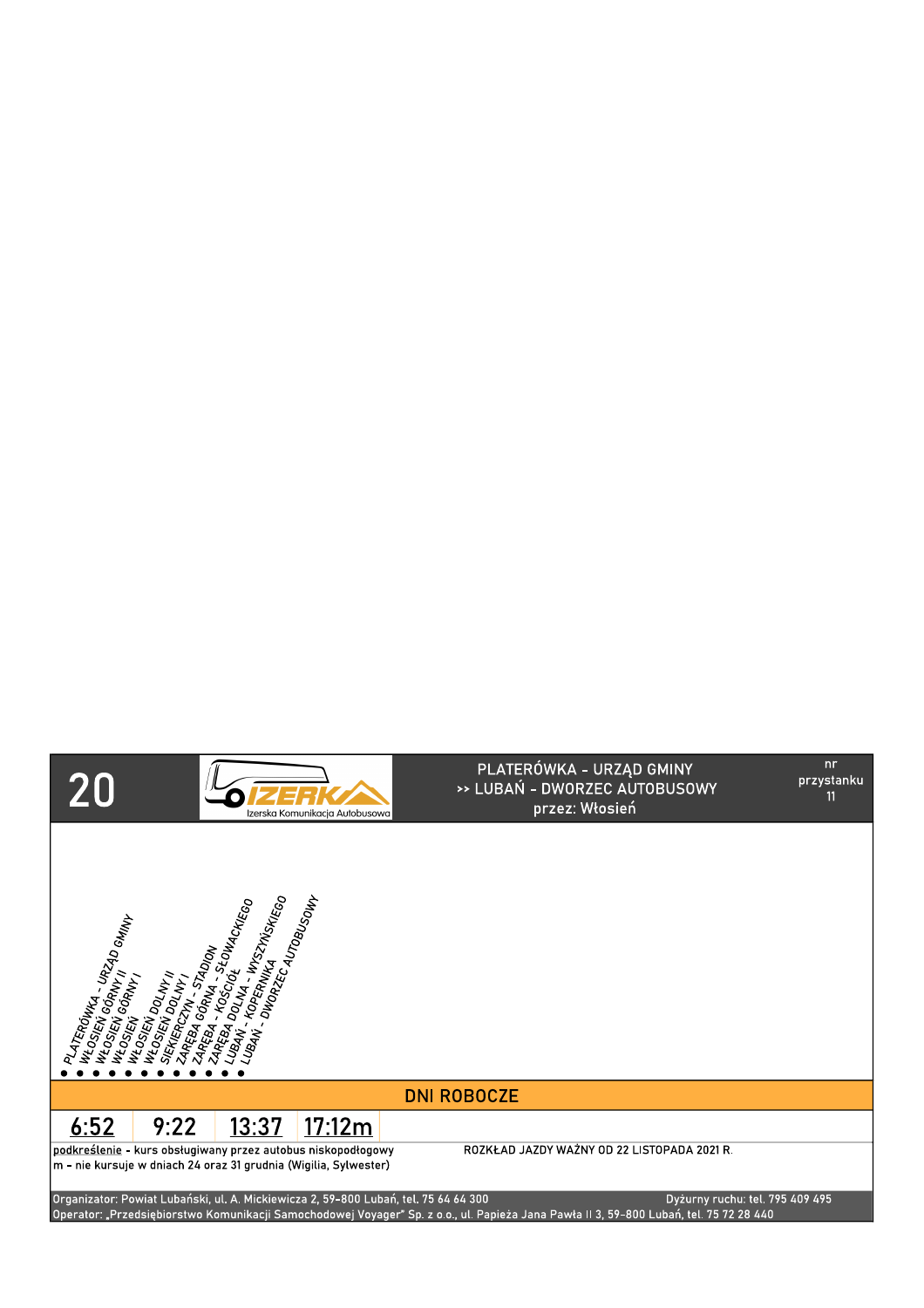# 20

IZERKA – Izerska Komunikacja Autobusowa

**PLATERÓWKA - URZĄD GMINY**
**>> LUBAŃ - DWORZEC AUTOBUSOWY**
**przez: Włosień**

nr przystanku 11

- PLATERÓWKA - URZĄD GMINY
- WŁOSIEŃ GÓRNY II
- WŁOSIEŃ GÓRNY I
- WŁOSIEŃ
- WŁOSIEŃ DOLNY II
- WŁOSIEŃ DOLNY I
- SIEKIERCZYN - STADION
- ZARĘBA GÓRNA - SŁOWACKIEGO
- ZARĘBA - KOŚCIÓŁ
- ZARĘBA DOLNA - WYSZYŃSKIEGO
- LUBAŃ - KOPERNIKA
- LUBAŃ - DWORZEC AUTOBUSOWY

## DNI ROBOCZE

| 6:52 | 9:22 | 13:37 | 17:12m |
|---|---|---|---|

(6:52, 13:37, 17:12m podkreślone)

podkreślenie - kurs obsługiwany przez autobus niskopodłogowy
m - nie kursuje w dniach 24 oraz 31 grudnia (Wigilia, Sylwester)

ROZKŁAD JAZDY WAŻNY OD 22 LISTOPADA 2021 R.

Organizator: Powiat Lubański, ul. A. Mickiewicza 2, 59-800 Lubań, tel. 75 64 64 300
Dyżurny ruchu: tel. 795 409 495
Operator: „Przedsiębiorstwo Komunikacji Samochodowej Voyager" Sp. z o.o., ul. Papieża Jana Pawła II 3, 59-800 Lubań, tel. 75 72 28 440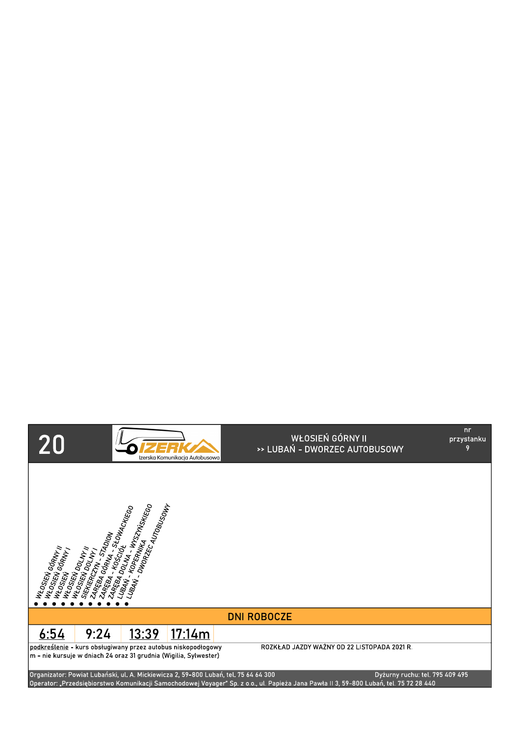# 20

IZERKA – Izerska Komunikacja Autobusowa

**WŁOSIEŃ GÓRNY II**
**>> LUBAŃ - DWORZEC AUTOBUSOWY**

nr przystanku 9

- WŁOSIEŃ GÓRNY II
- WŁOSIEŃ GÓRNY I
- WŁOSIEŃ
- WŁOSIEŃ DOLNY II
- WŁOSIEŃ DOLNY I
- SIEKIERCZYN - STADION
- ZARĘBA GÓRNA - SŁOWACKIEGO
- ZARĘBA - KOŚCIÓŁ
- ZARĘBA DOLNA - WYSZYŃSKIEGO
- LUBAŃ - KOPERNIKA
- LUBAŃ - DWORZEC AUTOBUSOWY

## DNI ROBOCZE

| 6:54 | 9:24 | 13:39 | 17:14m |
|---|---|---|---|

podkreślenie - kurs obsługiwany przez autobus niskopodłogowy
m - nie kursuje w dniach 24 oraz 31 grudnia (Wigilia, Sylwester)

ROZKŁAD JAZDY WAŻNY OD 22 LISTOPADA 2021 R.

Organizator: Powiat Lubański, ul. A. Mickiewicza 2, 59-800 Lubań, tel. 75 64 64 300
Dyżurny ruchu: tel. 795 409 495
Operator: „Przedsiębiorstwo Komunikacji Samochodowej Voyager" Sp. z o.o., ul. Papieża Jana Pawła II 3, 59-800 Lubań, tel. 75 72 28 440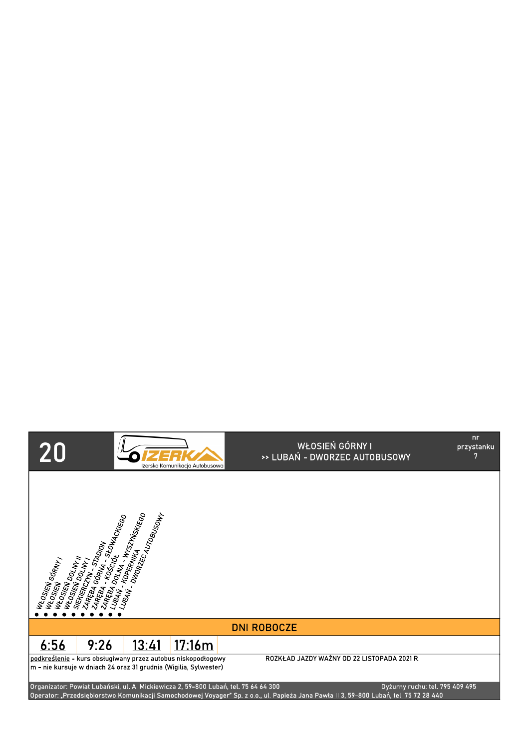# 20

IZERKA Izerska Komunikacja Autobusowa

**WŁOSIEŃ GÓRNY I**
**>> LUBAŃ - DWORZEC AUTOBUSOWY**

nr przystanku 7

- WŁOSIEŃ GÓRNY I
- WŁOSIEŃ
- WŁOSIEŃ DOLNY II
- WŁOSIEŃ DOLNY I
- SIEKIERCZYN - STADION
- ZARĘBA GÓRNA - SŁOWACKIEGO
- ZARĘBA - KOŚCIÓŁ
- ZARĘBA DOLNA - WYSZYŃSKIEGO
- LUBAŃ - KOPERNIKA
- LUBAŃ - DWORZEC AUTOBUSOWY

## DNI ROBOCZE

| 6:56 | 9:26 | 13:41 | 17:16m |
|---|---|---|---|

podkreślenie - kurs obsługiwany przez autobus niskopodłogowy
m - nie kursuje w dniach 24 oraz 31 grudnia (Wigilia, Sylwester)

ROZKŁAD JAZDY WAŻNY OD 22 LISTOPADA 2021 R.

Organizator: Powiat Lubański, ul. A. Mickiewicza 2, 59-800 Lubań, tel. 75 64 64 300
Dyżurny ruchu: tel. 795 409 495
Operator: „Przedsiębiorstwo Komunikacji Samochodowej Voyager" Sp. z o.o., ul. Papieża Jana Pawła II 3, 59-800 Lubań, tel. 75 72 28 440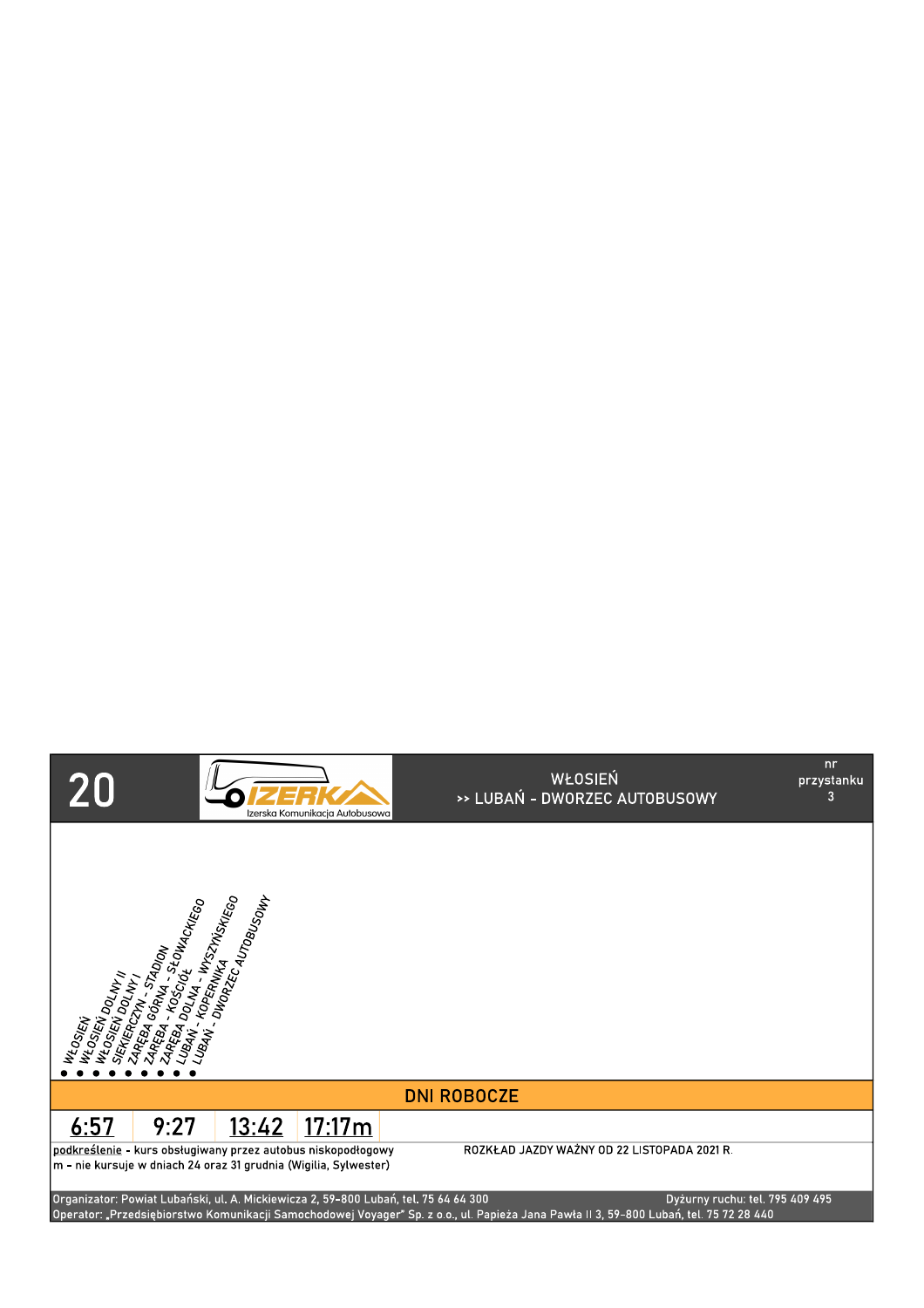# 20

IZERKA Izerska Komunikacja Autobusowa

WŁOSIEŃ
>> LUBAŃ - DWORZEC AUTOBUSOWY

nr przystanku 3

- WŁOSIEŃ
- WŁOSIEŃ DOLNY II
- WŁOSIEŃ DOLNY I
- SIEKIERCZYN - STADION
- ZARĘBA GÓRNA - SŁOWACKIEGO
- ZARĘBA - KOŚCIÓŁ
- ZARĘBA DOLNA - WYSZYŃSKIEGO
- LUBAŃ - KOPERNIKA
- LUBAŃ - DWORZEC AUTOBUSOWY

## DNI ROBOCZE

| 6:57 | 9:27 | 13:42 | 17:17m |
|---|---|---|---|

podkreślenie - kurs obsługiwany przez autobus niskopodłogowy
m - nie kursuje w dniach 24 oraz 31 grudnia (Wigilia, Sylwester)

ROZKŁAD JAZDY WAŻNY OD 22 LISTOPADA 2021 R.

Organizator: Powiat Lubański, ul. A. Mickiewicza 2, 59-800 Lubań, tel. 75 64 64 300
Dyżurny ruchu: tel. 795 409 495
Operator: „Przedsiębiorstwo Komunikacji Samochodowej Voyager" Sp. z o.o., ul. Papieża Jana Pawła II 3, 59-800 Lubań, tel. 75 72 28 440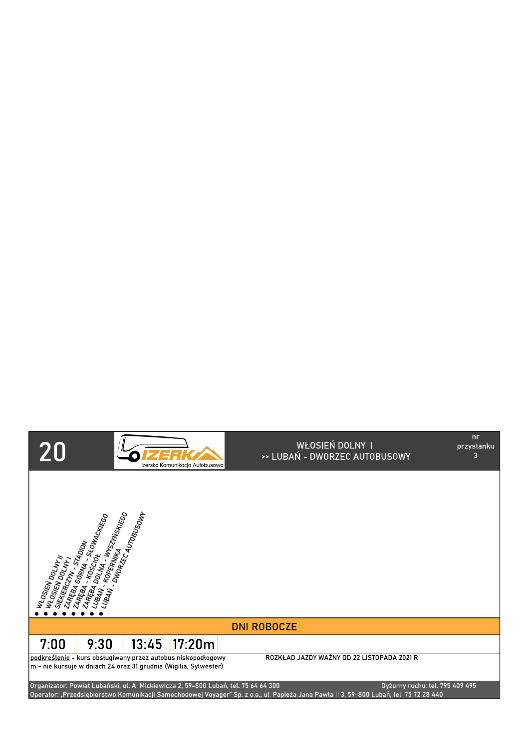# 20

IZERKA — Izerska Komunikacja Autobusowa

**WŁOSIEŃ DOLNY II**
**>> LUBAŃ - DWORZEC AUTOBUSOWY**

nr przystanku 3

- WŁOSIEŃ DOLNY II
- WŁOSIEŃ DOLNY I
- SIEKIERCZYN - STADION
- ZARĘBA GÓRNA - SŁOWACKIEGO
- ZARĘBA - KOŚCIÓŁ
- ZARĘBA DOLNA - WYSZYŃSKIEGO
- LUBAŃ - KOPERNIKA
- LUBAŃ - DWORZEC AUTOBUSOWY

## DNI ROBOCZE

| <u>7:00</u> | 9:30 | <u>13:45</u> | <u>17:20m</u> |
|---|---|---|---|

<u>podkreślenie</u> - kurs obsługiwany przez autobus niskopodłogowy
m - nie kursuje w dniach 24 oraz 31 grudnia (Wigilia, Sylwester)

ROZKŁAD JAZDY WAŻNY OD 22 LISTOPADA 2021 R.

Organizator: Powiat Lubański, ul. A. Mickiewicza 2, 59-800 Lubań, tel. 75 64 64 300
Dyżurny ruchu: tel. 795 409 495
Operator: „Przedsiębiorstwo Komunikacji Samochodowej Voyager" Sp. z o.o., ul. Papieża Jana Pawła II 3, 59-800 Lubań, tel. 75 72 28 440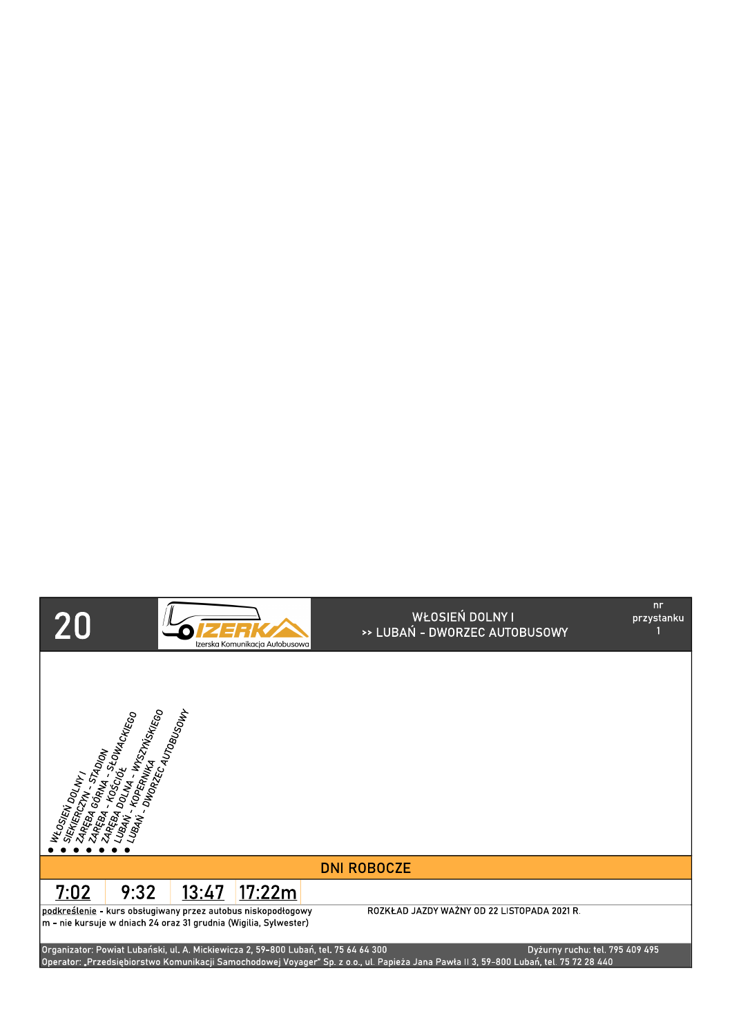# 20

Izerska Komunikacja Autobusowa

WŁOSIEŃ DOLNY I
>> LUBAŃ - DWORZEC AUTOBUSOWY

nr przystanku 1

- WŁOSIEŃ DOLNY I
- SIEKIERCZYN - STADION
- ZARĘBA GÓRNA - SŁOWACKIEGO
- ZARĘBA - KOŚCIÓŁ
- ZARĘBA DOLNA - WYSZYŃSKIEGO
- LUBAŃ - KOPERNIKA
- LUBAŃ - DWORZEC AUTOBUSOWY

## DNI ROBOCZE

| 7:02 | 9:32 | 13:47 | 17:22m |
|---|---|---|---|

podkreślenie - kurs obsługiwany przez autobus niskopodłogowy
m - nie kursuje w dniach 24 oraz 31 grudnia (Wigilia, Sylwester)

ROZKŁAD JAZDY WAŻNY OD 22 LISTOPADA 2021 R.

Organizator: Powiat Lubański, ul. A. Mickiewicza 2, 59-800 Lubań, tel. 75 64 64 300
Dyżurny ruchu: tel. 795 409 495
Operator: „Przedsiębiorstwo Komunikacji Samochodowej Voyager" Sp. z o.o., ul. Papieża Jana Pawła II 3, 59-800 Lubań, tel. 75 72 28 440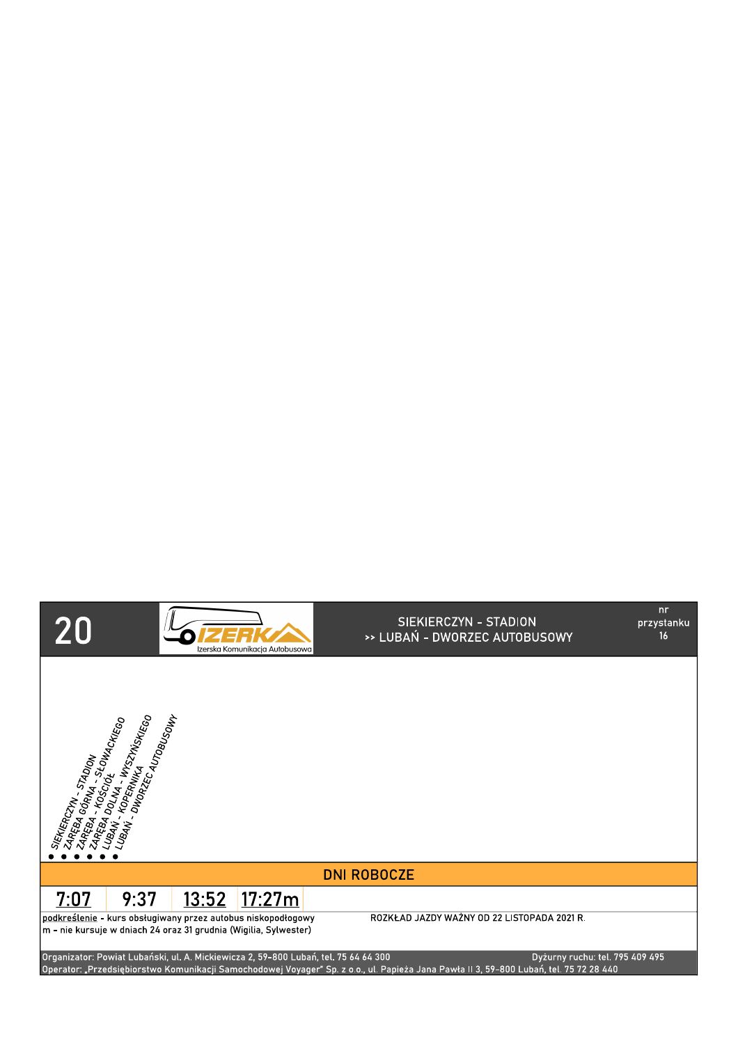# 20

Izerska Komunikacja Autobusowa

SIEKIERCZYN - STADION
>> LUBAŃ - DWORZEC AUTOBUSOWY

nr przystanku 16

- SIEKIERCZYN - STADION
- ZARĘBA GÓRNA - SŁOWACKIEGO
- ZARĘBA - KOŚCIÓŁ
- ZARĘBA DOLNA - WYSZYŃSKIEGO
- LUBAŃ - KOPERNIKA
- LUBAŃ - DWORZEC AUTOBUSOWY

## DNI ROBOCZE

| 7:07 | 9:37 | 13:52 | 17:27m |
|---|---|---|---|

podkreślenie - kurs obsługiwany przez autobus niskopodłogowy
m - nie kursuje w dniach 24 oraz 31 grudnia (Wigilia, Sylwester)

ROZKŁAD JAZDY WAŻNY OD 22 LISTOPADA 2021 R.

Organizator: Powiat Lubański, ul. A. Mickiewicza 2, 59-800 Lubań, tel. 75 64 64 300
Dyżurny ruchu: tel. 795 409 495
Operator: „Przedsiębiorstwo Komunikacji Samochodowej Voyager" Sp. z o.o., ul. Papieża Jana Pawła II 3, 59-800 Lubań, tel. 75 72 28 440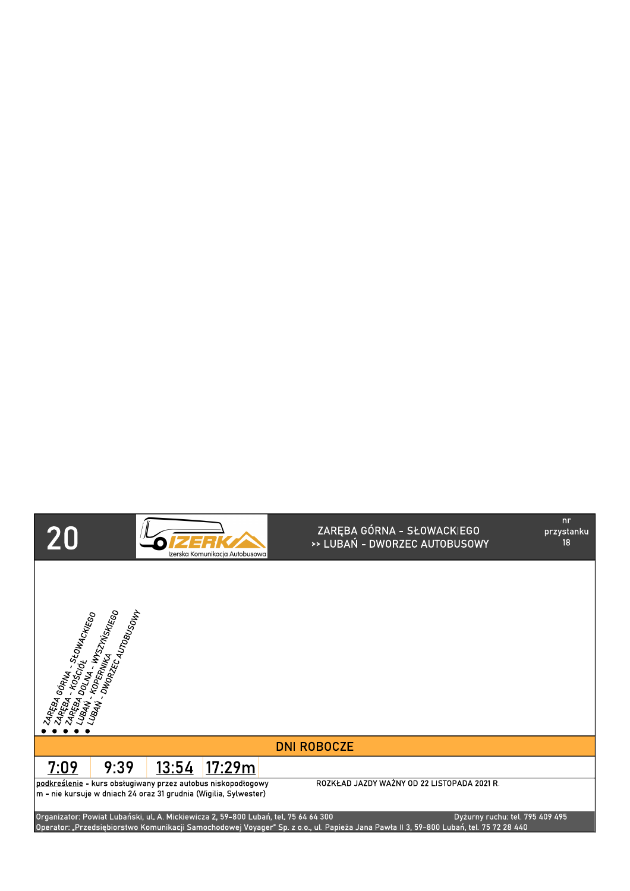# 20

Izerska Komunikacja Autobusowa

ZARĘBA GÓRNA - SŁOWACKIEGO
>> LUBAŃ - DWORZEC AUTOBUSOWY

nr przystanku 18

- ZARĘBA GÓRNA - SŁOWACKIEGO
- ZARĘBA - KOŚCIÓŁ
- ZARĘBA DOLNA - WYSZYŃSKIEGO
- LUBAŃ - KOPERNIKA
- LUBAŃ - DWORZEC AUTOBUSOWY

## DNI ROBOCZE

| 7:09 | 9:39 | 13:54 | 17:29m |
|---|---|---|---|

podkreślenie - kurs obsługiwany przez autobus niskopodłogowy
m - nie kursuje w dniach 24 oraz 31 grudnia (Wigilia, Sylwester)

ROZKŁAD JAZDY WAŻNY OD 22 LISTOPADA 2021 R.

Organizator: Powiat Lubański, ul. A. Mickiewicza 2, 59-800 Lubań, tel. 75 64 64 300
Dyżurny ruchu: tel. 795 409 495
Operator: „Przedsiębiorstwo Komunikacji Samochodowej Voyager" Sp. z o.o., ul. Papieża Jana Pawła II 3, 59-800 Lubań, tel. 75 72 28 440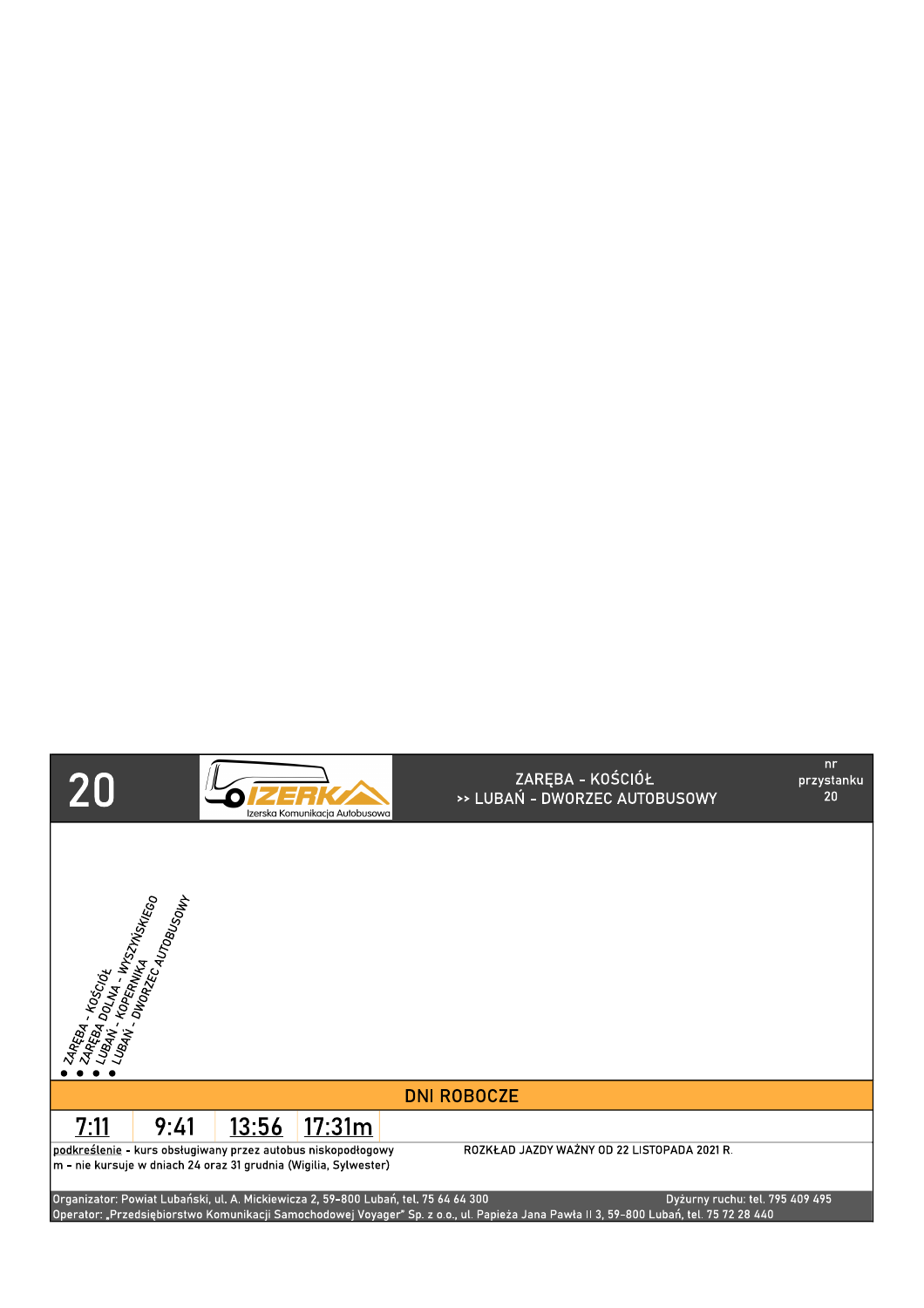# 20

Izerska Komunikacja Autobusowa

ZARĘBA - KOŚCIÓŁ
>> LUBAŃ - DWORZEC AUTOBUSOWY

nr przystanku 20

- ZARĘBA - KOŚCIÓŁ
- ZARĘBA DOLNA - WYSZYŃSKIEGO
- LUBAŃ - KOPERNIKA
- LUBAŃ - DWORZEC AUTOBUSOWY

## DNI ROBOCZE

| 7:11 | 9:41 | 13:56 | 17:31m |
|---|---|---|---|

podkreślenie - kurs obsługiwany przez autobus niskopodłogowy

m - nie kursuje w dniach 24 oraz 31 grudnia (Wigilia, Sylwester)

ROZKŁAD JAZDY WAŻNY OD 22 LISTOPADA 2021 R.

Organizator: Powiat Lubański, ul. A. Mickiewicza 2, 59-800 Lubań, tel. 75 64 64 300

Dyżurny ruchu: tel. 795 409 495

Operator: „Przedsiębiorstwo Komunikacji Samochodowej Voyager" Sp. z o.o., ul. Papieża Jana Pawła II 3, 59-800 Lubań, tel. 75 72 28 440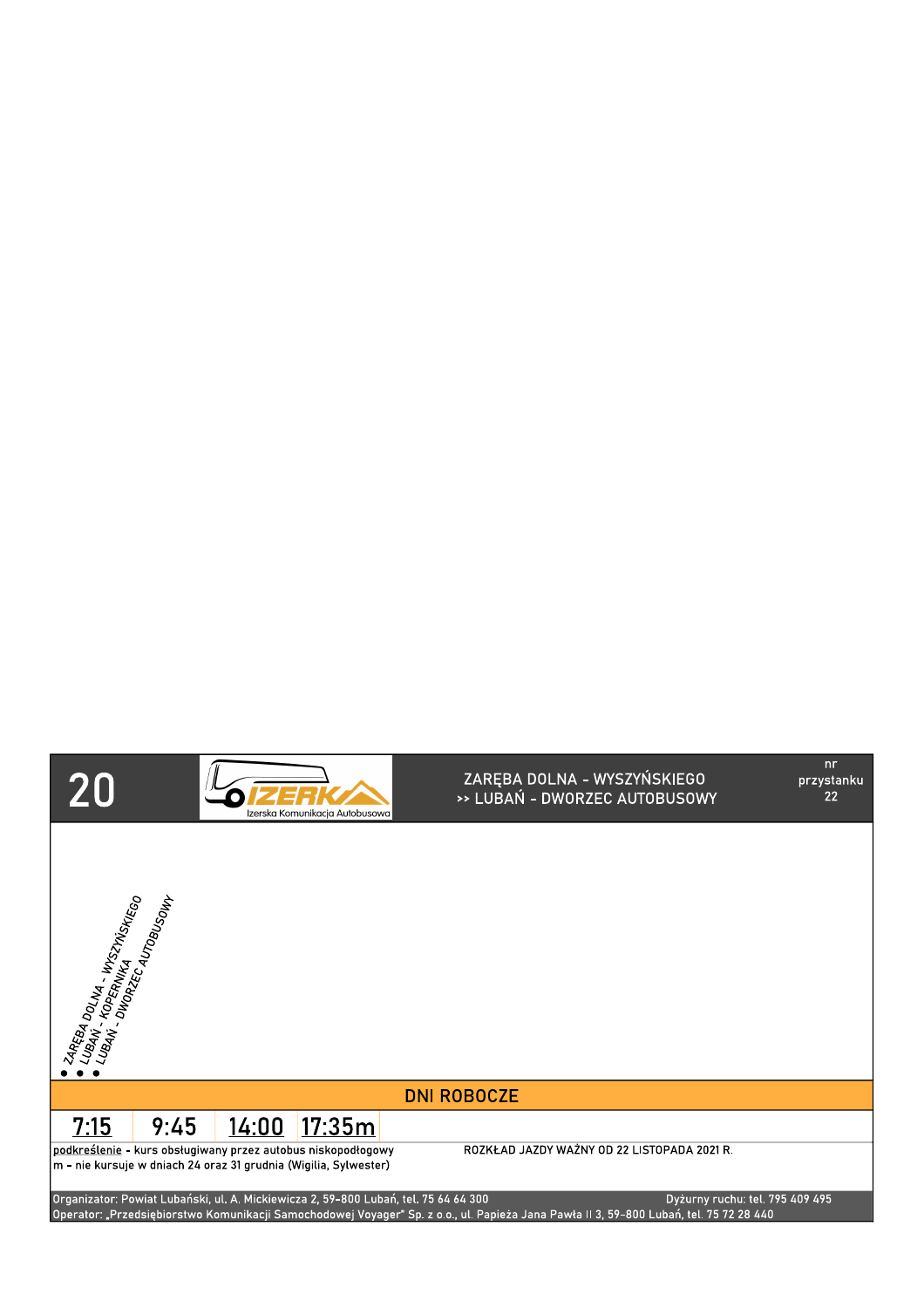# 20

Izerska Komunikacja Autobusowa

**ZARĘBA DOLNA - WYSZYŃSKIEGO**
**>> LUBAŃ - DWORZEC AUTOBUSOWY**

nr przystanku 22

- ZARĘBA DOLNA - WYSZYŃSKIEGO
- LUBAŃ - KOPERNIKA
- LUBAŃ - DWORZEC AUTOBUSOWY

## DNI ROBOCZE

| 7:15 | 9:45 | 14:00 | 17:35m |
|---|---|---|---|

podkreślenie - kurs obsługiwany przez autobus niskopodłogowy
m - nie kursuje w dniach 24 oraz 31 grudnia (Wigilia, Sylwester)

ROZKŁAD JAZDY WAŻNY OD 22 LISTOPADA 2021 R.

Organizator: Powiat Lubański, ul. A. Mickiewicza 2, 59-800 Lubań, tel. 75 64 64 300
Dyżurny ruchu: tel. 795 409 495
Operator: „Przedsiębiorstwo Komunikacji Samochodowej Voyager" Sp. z o.o., ul. Papieża Jana Pawła II 3, 59-800 Lubań, tel. 75 72 28 440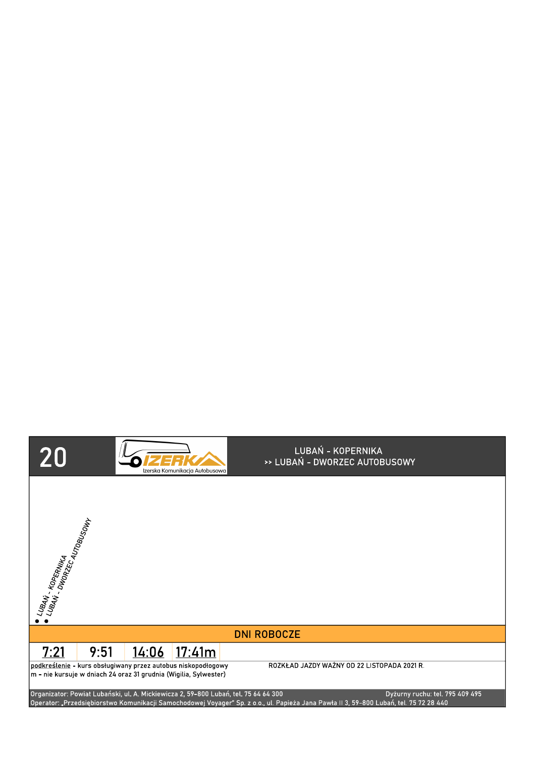# 20

Izerska Komunikacja Autobusowa

LUBAŃ - KOPERNIKA
>> LUBAŃ - DWORZEC AUTOBUSOWY

LUBAŃ - KOPERNIKA
LUBAŃ - DWORZEC AUTOBUSOWY

## DNI ROBOCZE

| | | | |
|---|---|---|---|
| 7:21 | 9:51 | 14:06 | 17:41m |

podkreślenie - kurs obsługiwany przez autobus niskopodłogowy
m - nie kursuje w dniach 24 oraz 31 grudnia (Wigilia, Sylwester)

ROZKŁAD JAZDY WAŻNY OD 22 LISTOPADA 2021 R.

Organizator: Powiat Lubański, ul. A. Mickiewicza 2, 59-800 Lubań, tel. 75 64 64 300

Dyżurny ruchu: tel. 795 409 495

Operator: „Przedsiębiorstwo Komunikacji Samochodowej Voyager" Sp. z o.o., ul. Papieża Jana Pawła II 3, 59-800 Lubań, tel. 75 72 28 440